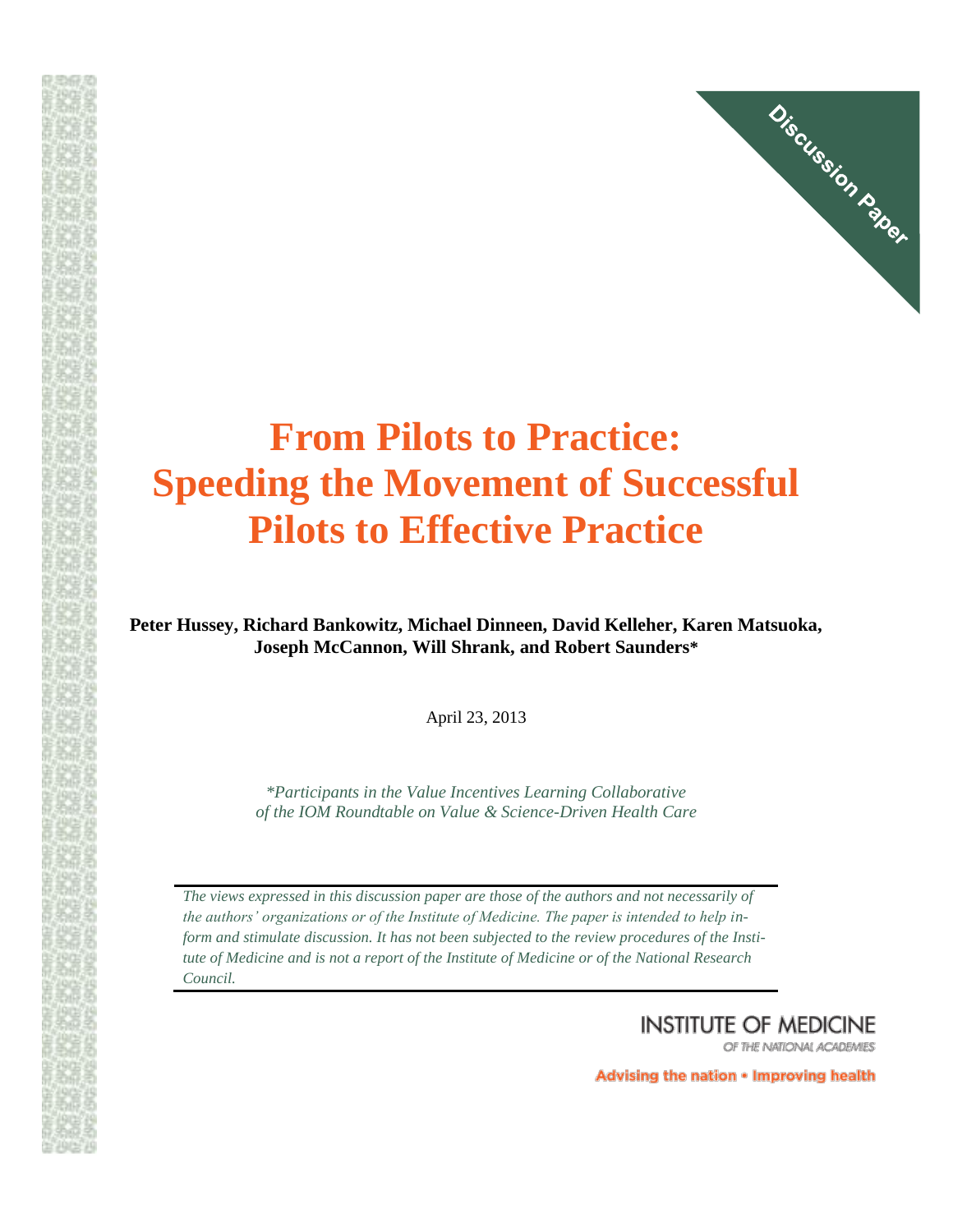Discussion Paper

# From Pilots to Practice: Speeding the Movement of Successful Pilots to Effective Practice

**Peter Hussey, Richard Bankowitz, Michael Dinneen, David Kelleher, Karen Matsuoka, Joseph McCannon, Will Shrank, and Robert Saunders***

April 23, 2013

*\*Participants in the Value Incentives Learning Collaborative of the IOM Roundtable on Value & Science-Driven Health Care*

---

*The views expressed in this discussion paper are those of the authors and not necessarily of the authors' organizations or of the Institute of Medicine. The paper is intended to help inform and stimulate discussion. It has not been subjected to the review procedures of the Institute of Medicine and is not a report of the Institute of Medicine or of the National Research Council.*

---

INSTITUTE OF MEDICINE
OF THE NATIONAL ACADEMIES

Advising the nation • Improving health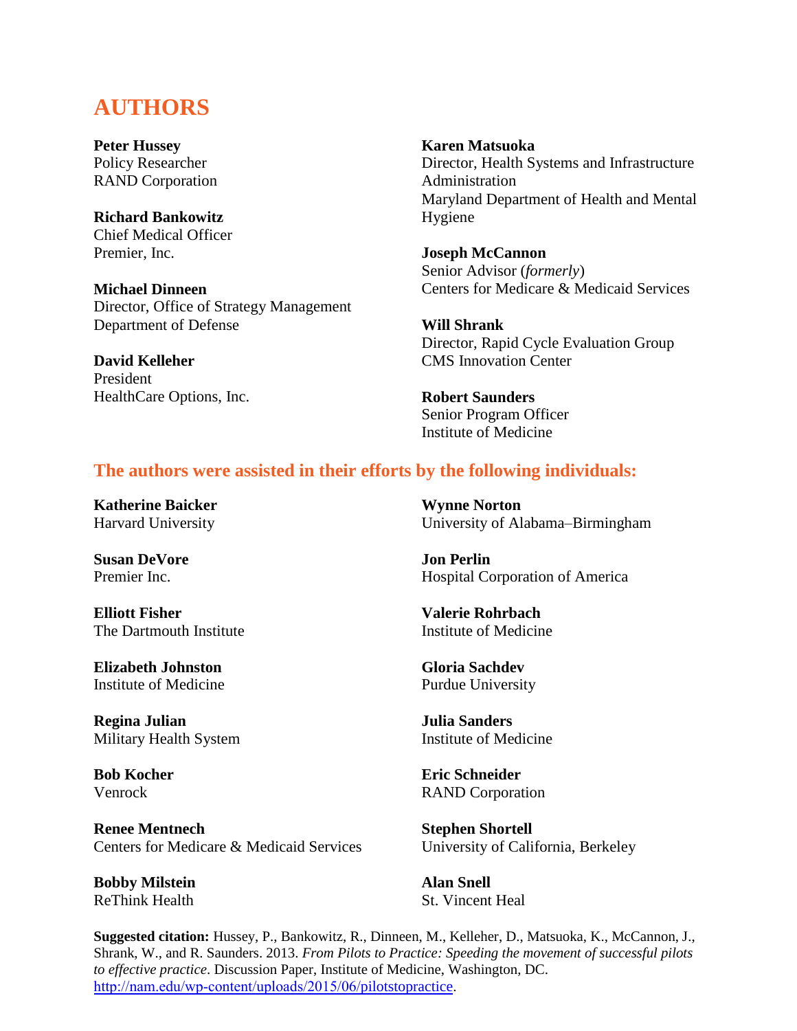# AUTHORS

**Peter Hussey**
Policy Researcher
RAND Corporation

**Richard Bankowitz**
Chief Medical Officer
Premier, Inc.

**Michael Dinneen**
Director, Office of Strategy Management
Department of Defense

**David Kelleher**
President
HealthCare Options, Inc.

**Karen Matsuoka**
Director, Health Systems and Infrastructure Administration
Maryland Department of Health and Mental Hygiene

**Joseph McCannon**
Senior Advisor (*formerly*)
Centers for Medicare & Medicaid Services

**Will Shrank**
Director, Rapid Cycle Evaluation Group
CMS Innovation Center

**Robert Saunders**
Senior Program Officer
Institute of Medicine

## The authors were assisted in their efforts by the following individuals:

**Katherine Baicker**
Harvard University

**Susan DeVore**
Premier Inc.

**Elliott Fisher**
The Dartmouth Institute

**Elizabeth Johnston**
Institute of Medicine

**Regina Julian**
Military Health System

**Bob Kocher**
Venrock

**Renee Mentnech**
Centers for Medicare & Medicaid Services

**Bobby Milstein**
ReThink Health

**Wynne Norton**
University of Alabama–Birmingham

**Jon Perlin**
Hospital Corporation of America

**Valerie Rohrbach**
Institute of Medicine

**Gloria Sachdev**
Purdue University

**Julia Sanders**
Institute of Medicine

**Eric Schneider**
RAND Corporation

**Stephen Shortell**
University of California, Berkeley

**Alan Snell**
St. Vincent Heal

**Suggested citation:** Hussey, P., Bankowitz, R., Dinneen, M., Kelleher, D., Matsuoka, K., McCannon, J., Shrank, W., and R. Saunders. 2013. *From Pilots to Practice: Speeding the movement of successful pilots to effective practice*. Discussion Paper, Institute of Medicine, Washington, DC. http://nam.edu/wp-content/uploads/2015/06/pilotstopractice.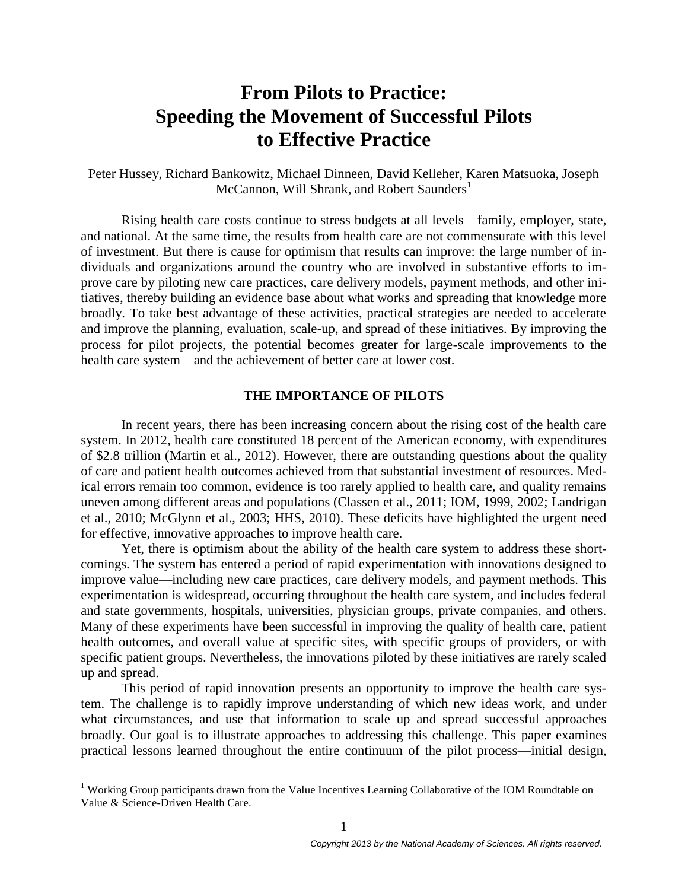# From Pilots to Practice: Speeding the Movement of Successful Pilots to Effective Practice

Peter Hussey, Richard Bankowitz, Michael Dinneen, David Kelleher, Karen Matsuoka, Joseph McCannon, Will Shrank, and Robert Saunders[1]

Rising health care costs continue to stress budgets at all levels—family, employer, state, and national. At the same time, the results from health care are not commensurate with this level of investment. But there is cause for optimism that results can improve: the large number of individuals and organizations around the country who are involved in substantive efforts to improve care by piloting new care practices, care delivery models, payment methods, and other initiatives, thereby building an evidence base about what works and spreading that knowledge more broadly. To take best advantage of these activities, practical strategies are needed to accelerate and improve the planning, evaluation, scale-up, and spread of these initiatives. By improving the process for pilot projects, the potential becomes greater for large-scale improvements to the health care system—and the achievement of better care at lower cost.

## THE IMPORTANCE OF PILOTS

In recent years, there has been increasing concern about the rising cost of the health care system. In 2012, health care constituted 18 percent of the American economy, with expenditures of $2.8 trillion (Martin et al., 2012). However, there are outstanding questions about the quality of care and patient health outcomes achieved from that substantial investment of resources. Medical errors remain too common, evidence is too rarely applied to health care, and quality remains uneven among different areas and populations (Classen et al., 2011; IOM, 1999, 2002; Landrigan et al., 2010; McGlynn et al., 2003; HHS, 2010). These deficits have highlighted the urgent need for effective, innovative approaches to improve health care.

Yet, there is optimism about the ability of the health care system to address these shortcomings. The system has entered a period of rapid experimentation with innovations designed to improve value—including new care practices, care delivery models, and payment methods. This experimentation is widespread, occurring throughout the health care system, and includes federal and state governments, hospitals, universities, physician groups, private companies, and others. Many of these experiments have been successful in improving the quality of health care, patient health outcomes, and overall value at specific sites, with specific groups of providers, or with specific patient groups. Nevertheless, the innovations piloted by these initiatives are rarely scaled up and spread.

This period of rapid innovation presents an opportunity to improve the health care system. The challenge is to rapidly improve understanding of which new ideas work, and under what circumstances, and use that information to scale up and spread successful approaches broadly. Our goal is to illustrate approaches to addressing this challenge. This paper examines practical lessons learned throughout the entire continuum of the pilot process—initial design,

[1] Working Group participants drawn from the Value Incentives Learning Collaborative of the IOM Roundtable on Value & Science-Driven Health Care.

Copyright 2013 by the National Academy of Sciences. All rights reserved.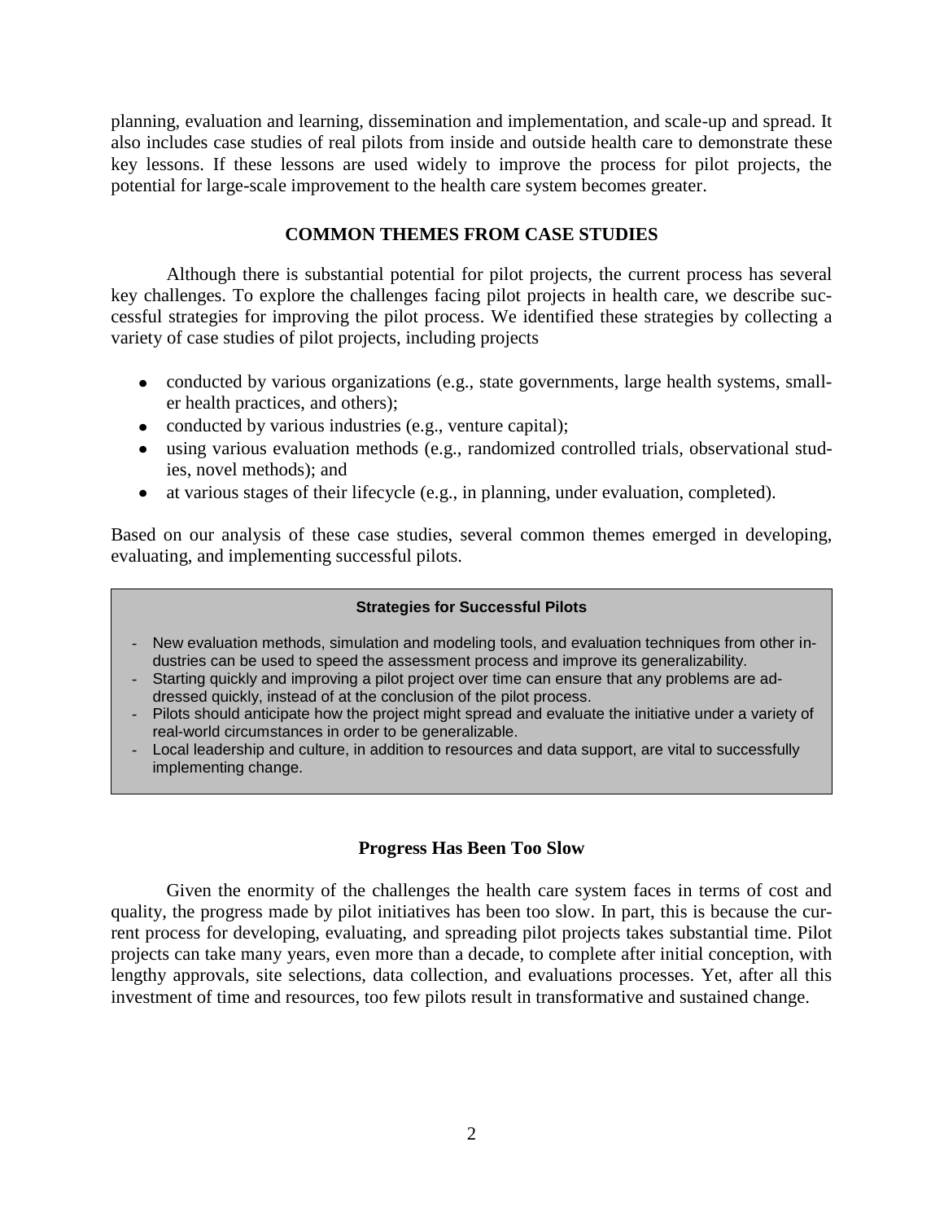planning, evaluation and learning, dissemination and implementation, and scale-up and spread. It also includes case studies of real pilots from inside and outside health care to demonstrate these key lessons. If these lessons are used widely to improve the process for pilot projects, the potential for large-scale improvement to the health care system becomes greater.

## COMMON THEMES FROM CASE STUDIES

Although there is substantial potential for pilot projects, the current process has several key challenges. To explore the challenges facing pilot projects in health care, we describe successful strategies for improving the pilot process. We identified these strategies by collecting a variety of case studies of pilot projects, including projects

- conducted by various organizations (e.g., state governments, large health systems, smaller health practices, and others);
- conducted by various industries (e.g., venture capital);
- using various evaluation methods (e.g., randomized controlled trials, observational studies, novel methods); and
- at various stages of their lifecycle (e.g., in planning, under evaluation, completed).

Based on our analysis of these case studies, several common themes emerged in developing, evaluating, and implementing successful pilots.

**Strategies for Successful Pilots**

- New evaluation methods, simulation and modeling tools, and evaluation techniques from other industries can be used to speed the assessment process and improve its generalizability.
- Starting quickly and improving a pilot project over time can ensure that any problems are addressed quickly, instead of at the conclusion of the pilot process.
- Pilots should anticipate how the project might spread and evaluate the initiative under a variety of real-world circumstances in order to be generalizable.
- Local leadership and culture, in addition to resources and data support, are vital to successfully implementing change.

### Progress Has Been Too Slow

Given the enormity of the challenges the health care system faces in terms of cost and quality, the progress made by pilot initiatives has been too slow. In part, this is because the current process for developing, evaluating, and spreading pilot projects takes substantial time. Pilot projects can take many years, even more than a decade, to complete after initial conception, with lengthy approvals, site selections, data collection, and evaluations processes. Yet, after all this investment of time and resources, too few pilots result in transformative and sustained change.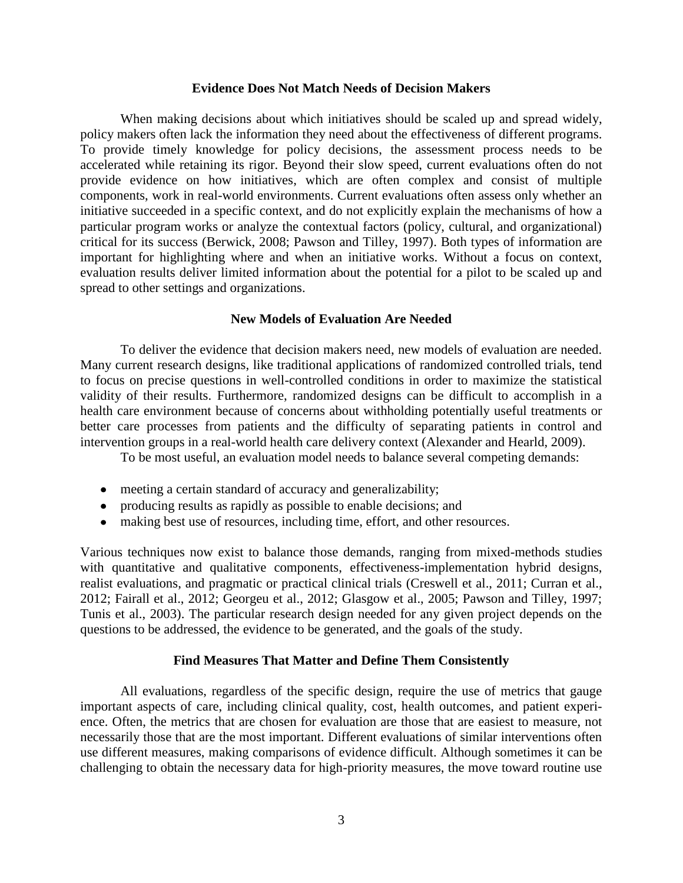## Evidence Does Not Match Needs of Decision Makers

When making decisions about which initiatives should be scaled up and spread widely, policy makers often lack the information they need about the effectiveness of different programs. To provide timely knowledge for policy decisions, the assessment process needs to be accelerated while retaining its rigor. Beyond their slow speed, current evaluations often do not provide evidence on how initiatives, which are often complex and consist of multiple components, work in real-world environments. Current evaluations often assess only whether an initiative succeeded in a specific context, and do not explicitly explain the mechanisms of how a particular program works or analyze the contextual factors (policy, cultural, and organizational) critical for its success (Berwick, 2008; Pawson and Tilley, 1997). Both types of information are important for highlighting where and when an initiative works. Without a focus on context, evaluation results deliver limited information about the potential for a pilot to be scaled up and spread to other settings and organizations.

## New Models of Evaluation Are Needed

To deliver the evidence that decision makers need, new models of evaluation are needed. Many current research designs, like traditional applications of randomized controlled trials, tend to focus on precise questions in well-controlled conditions in order to maximize the statistical validity of their results. Furthermore, randomized designs can be difficult to accomplish in a health care environment because of concerns about withholding potentially useful treatments or better care processes from patients and the difficulty of separating patients in control and intervention groups in a real-world health care delivery context (Alexander and Hearld, 2009).

To be most useful, an evaluation model needs to balance several competing demands:

- meeting a certain standard of accuracy and generalizability;
- producing results as rapidly as possible to enable decisions; and
- making best use of resources, including time, effort, and other resources.

Various techniques now exist to balance those demands, ranging from mixed-methods studies with quantitative and qualitative components, effectiveness-implementation hybrid designs, realist evaluations, and pragmatic or practical clinical trials (Creswell et al., 2011; Curran et al., 2012; Fairall et al., 2012; Georgeu et al., 2012; Glasgow et al., 2005; Pawson and Tilley, 1997; Tunis et al., 2003). The particular research design needed for any given project depends on the questions to be addressed, the evidence to be generated, and the goals of the study.

## Find Measures That Matter and Define Them Consistently

All evaluations, regardless of the specific design, require the use of metrics that gauge important aspects of care, including clinical quality, cost, health outcomes, and patient experience. Often, the metrics that are chosen for evaluation are those that are easiest to measure, not necessarily those that are the most important. Different evaluations of similar interventions often use different measures, making comparisons of evidence difficult. Although sometimes it can be challenging to obtain the necessary data for high-priority measures, the move toward routine use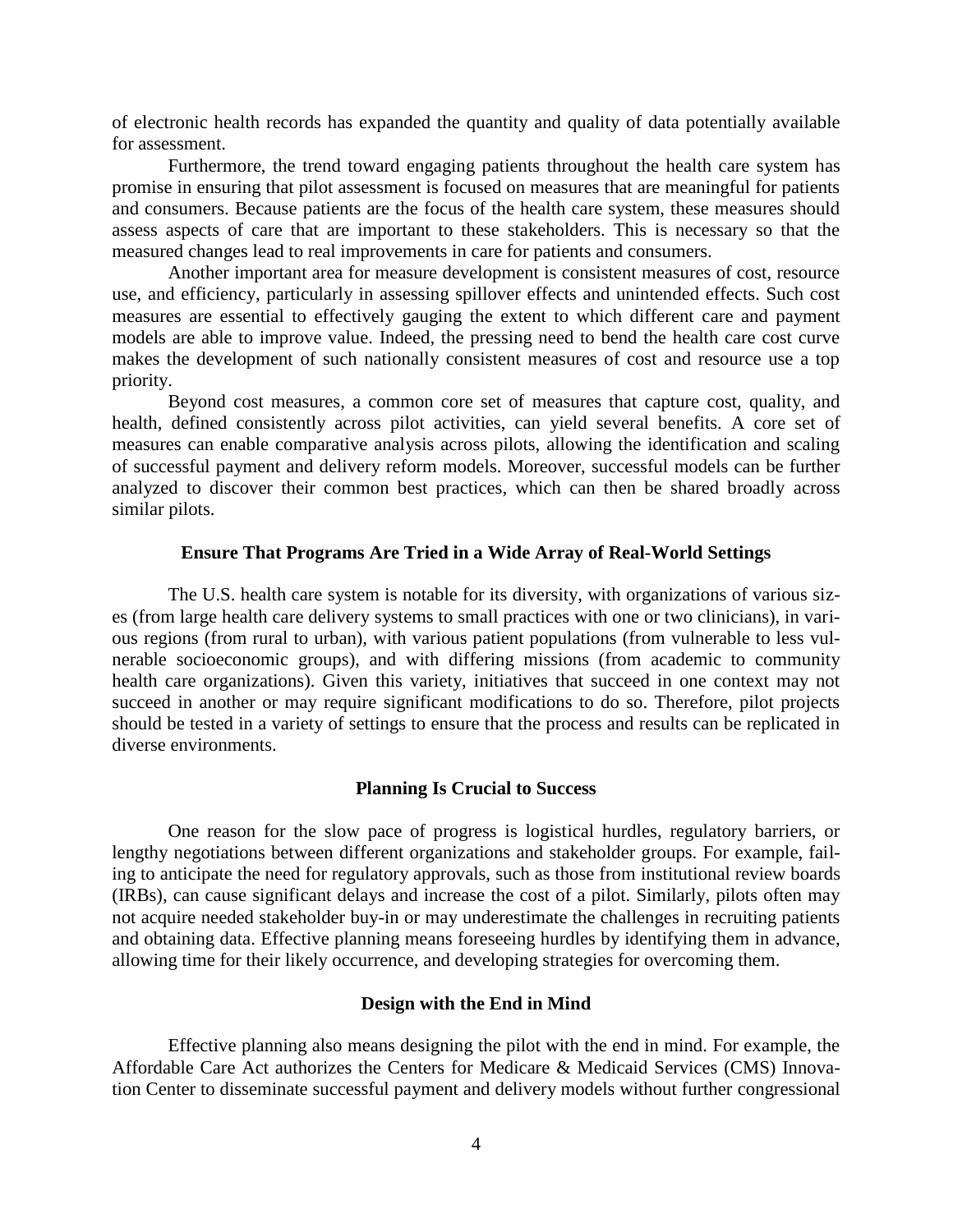of electronic health records has expanded the quantity and quality of data potentially available for assessment.

Furthermore, the trend toward engaging patients throughout the health care system has promise in ensuring that pilot assessment is focused on measures that are meaningful for patients and consumers. Because patients are the focus of the health care system, these measures should assess aspects of care that are important to these stakeholders. This is necessary so that the measured changes lead to real improvements in care for patients and consumers.

Another important area for measure development is consistent measures of cost, resource use, and efficiency, particularly in assessing spillover effects and unintended effects. Such cost measures are essential to effectively gauging the extent to which different care and payment models are able to improve value. Indeed, the pressing need to bend the health care cost curve makes the development of such nationally consistent measures of cost and resource use a top priority.

Beyond cost measures, a common core set of measures that capture cost, quality, and health, defined consistently across pilot activities, can yield several benefits. A core set of measures can enable comparative analysis across pilots, allowing the identification and scaling of successful payment and delivery reform models. Moreover, successful models can be further analyzed to discover their common best practices, which can then be shared broadly across similar pilots.

### Ensure That Programs Are Tried in a Wide Array of Real-World Settings

The U.S. health care system is notable for its diversity, with organizations of various sizes (from large health care delivery systems to small practices with one or two clinicians), in various regions (from rural to urban), with various patient populations (from vulnerable to less vulnerable socioeconomic groups), and with differing missions (from academic to community health care organizations). Given this variety, initiatives that succeed in one context may not succeed in another or may require significant modifications to do so. Therefore, pilot projects should be tested in a variety of settings to ensure that the process and results can be replicated in diverse environments.

### Planning Is Crucial to Success

One reason for the slow pace of progress is logistical hurdles, regulatory barriers, or lengthy negotiations between different organizations and stakeholder groups. For example, failing to anticipate the need for regulatory approvals, such as those from institutional review boards (IRBs), can cause significant delays and increase the cost of a pilot. Similarly, pilots often may not acquire needed stakeholder buy-in or may underestimate the challenges in recruiting patients and obtaining data. Effective planning means foreseeing hurdles by identifying them in advance, allowing time for their likely occurrence, and developing strategies for overcoming them.

### Design with the End in Mind

Effective planning also means designing the pilot with the end in mind. For example, the Affordable Care Act authorizes the Centers for Medicare & Medicaid Services (CMS) Innovation Center to disseminate successful payment and delivery models without further congressional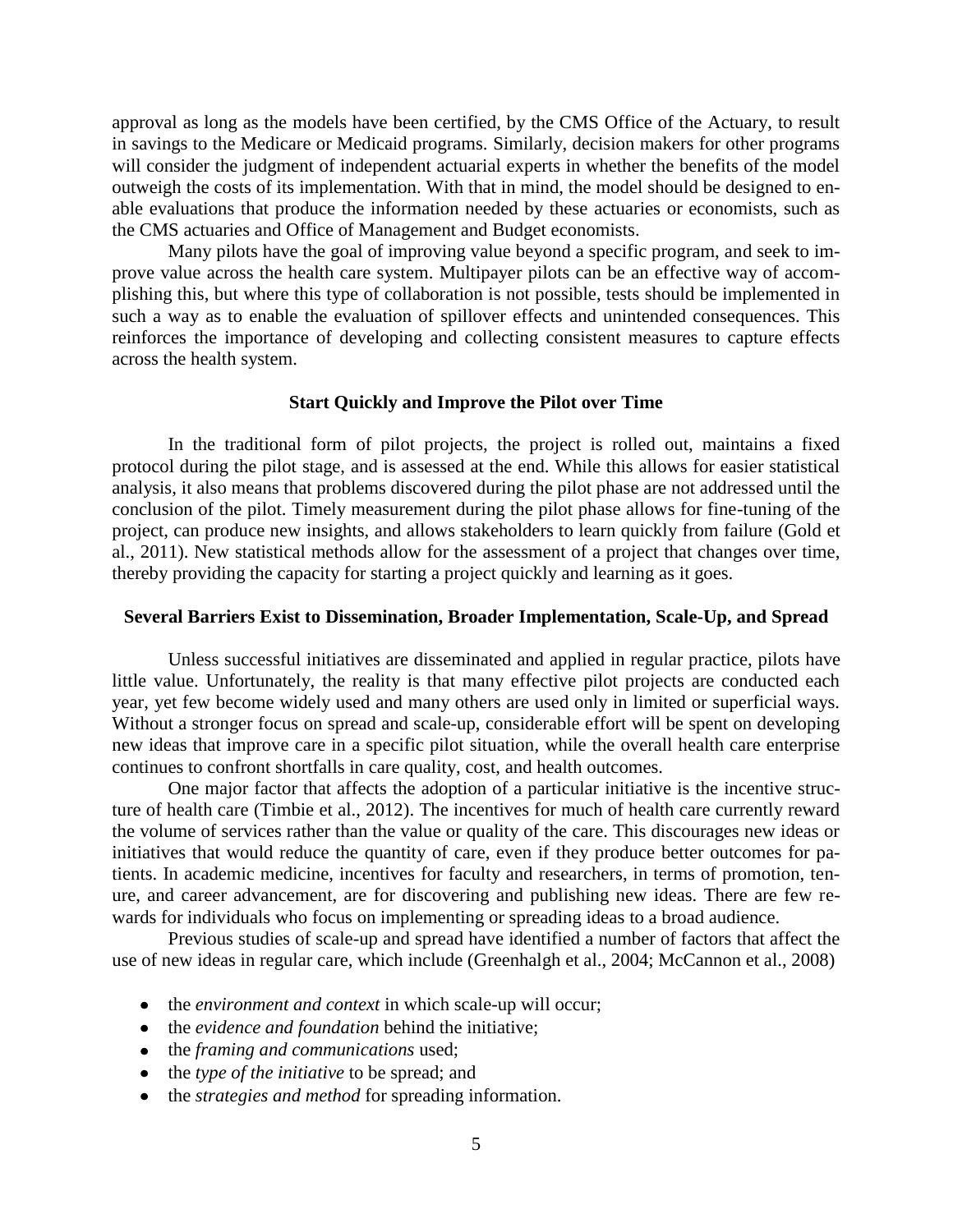approval as long as the models have been certified, by the CMS Office of the Actuary, to result in savings to the Medicare or Medicaid programs. Similarly, decision makers for other programs will consider the judgment of independent actuarial experts in whether the benefits of the model outweigh the costs of its implementation. With that in mind, the model should be designed to enable evaluations that produce the information needed by these actuaries or economists, such as the CMS actuaries and Office of Management and Budget economists.

Many pilots have the goal of improving value beyond a specific program, and seek to improve value across the health care system. Multipayer pilots can be an effective way of accomplishing this, but where this type of collaboration is not possible, tests should be implemented in such a way as to enable the evaluation of spillover effects and unintended consequences. This reinforces the importance of developing and collecting consistent measures to capture effects across the health system.

### Start Quickly and Improve the Pilot over Time

In the traditional form of pilot projects, the project is rolled out, maintains a fixed protocol during the pilot stage, and is assessed at the end. While this allows for easier statistical analysis, it also means that problems discovered during the pilot phase are not addressed until the conclusion of the pilot. Timely measurement during the pilot phase allows for fine-tuning of the project, can produce new insights, and allows stakeholders to learn quickly from failure (Gold et al., 2011). New statistical methods allow for the assessment of a project that changes over time, thereby providing the capacity for starting a project quickly and learning as it goes.

### Several Barriers Exist to Dissemination, Broader Implementation, Scale-Up, and Spread

Unless successful initiatives are disseminated and applied in regular practice, pilots have little value. Unfortunately, the reality is that many effective pilot projects are conducted each year, yet few become widely used and many others are used only in limited or superficial ways. Without a stronger focus on spread and scale-up, considerable effort will be spent on developing new ideas that improve care in a specific pilot situation, while the overall health care enterprise continues to confront shortfalls in care quality, cost, and health outcomes.

One major factor that affects the adoption of a particular initiative is the incentive structure of health care (Timbie et al., 2012). The incentives for much of health care currently reward the volume of services rather than the value or quality of the care. This discourages new ideas or initiatives that would reduce the quantity of care, even if they produce better outcomes for patients. In academic medicine, incentives for faculty and researchers, in terms of promotion, tenure, and career advancement, are for discovering and publishing new ideas. There are few rewards for individuals who focus on implementing or spreading ideas to a broad audience.

Previous studies of scale-up and spread have identified a number of factors that affect the use of new ideas in regular care, which include (Greenhalgh et al., 2004; McCannon et al., 2008)

- the *environment and context* in which scale-up will occur;
- the *evidence and foundation* behind the initiative;
- the *framing and communications* used;
- the *type of the initiative* to be spread; and
- the *strategies and method* for spreading information.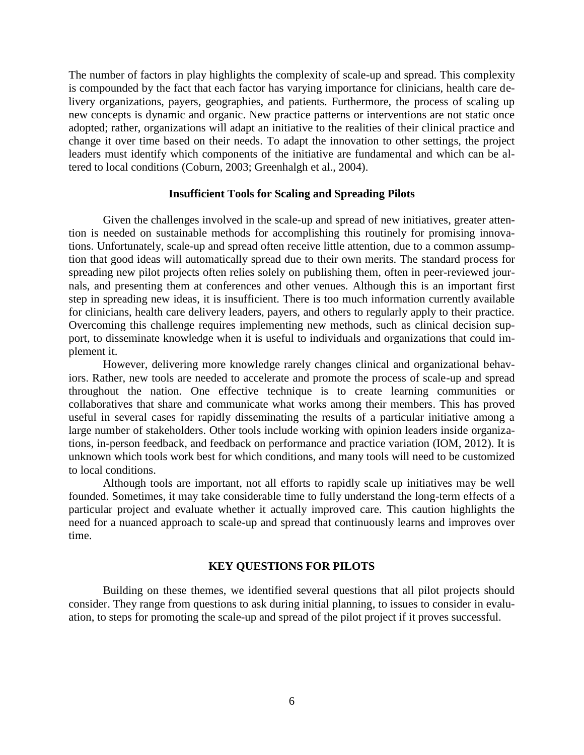The number of factors in play highlights the complexity of scale-up and spread. This complexity is compounded by the fact that each factor has varying importance for clinicians, health care delivery organizations, payers, geographies, and patients. Furthermore, the process of scaling up new concepts is dynamic and organic. New practice patterns or interventions are not static once adopted; rather, organizations will adapt an initiative to the realities of their clinical practice and change it over time based on their needs. To adapt the innovation to other settings, the project leaders must identify which components of the initiative are fundamental and which can be altered to local conditions (Coburn, 2003; Greenhalgh et al., 2004).

### Insufficient Tools for Scaling and Spreading Pilots

Given the challenges involved in the scale-up and spread of new initiatives, greater attention is needed on sustainable methods for accomplishing this routinely for promising innovations. Unfortunately, scale-up and spread often receive little attention, due to a common assumption that good ideas will automatically spread due to their own merits. The standard process for spreading new pilot projects often relies solely on publishing them, often in peer-reviewed journals, and presenting them at conferences and other venues. Although this is an important first step in spreading new ideas, it is insufficient. There is too much information currently available for clinicians, health care delivery leaders, payers, and others to regularly apply to their practice. Overcoming this challenge requires implementing new methods, such as clinical decision support, to disseminate knowledge when it is useful to individuals and organizations that could implement it.

However, delivering more knowledge rarely changes clinical and organizational behaviors. Rather, new tools are needed to accelerate and promote the process of scale-up and spread throughout the nation. One effective technique is to create learning communities or collaboratives that share and communicate what works among their members. This has proved useful in several cases for rapidly disseminating the results of a particular initiative among a large number of stakeholders. Other tools include working with opinion leaders inside organizations, in-person feedback, and feedback on performance and practice variation (IOM, 2012). It is unknown which tools work best for which conditions, and many tools will need to be customized to local conditions.

Although tools are important, not all efforts to rapidly scale up initiatives may be well founded. Sometimes, it may take considerable time to fully understand the long-term effects of a particular project and evaluate whether it actually improved care. This caution highlights the need for a nuanced approach to scale-up and spread that continuously learns and improves over time.

## KEY QUESTIONS FOR PILOTS

Building on these themes, we identified several questions that all pilot projects should consider. They range from questions to ask during initial planning, to issues to consider in evaluation, to steps for promoting the scale-up and spread of the pilot project if it proves successful.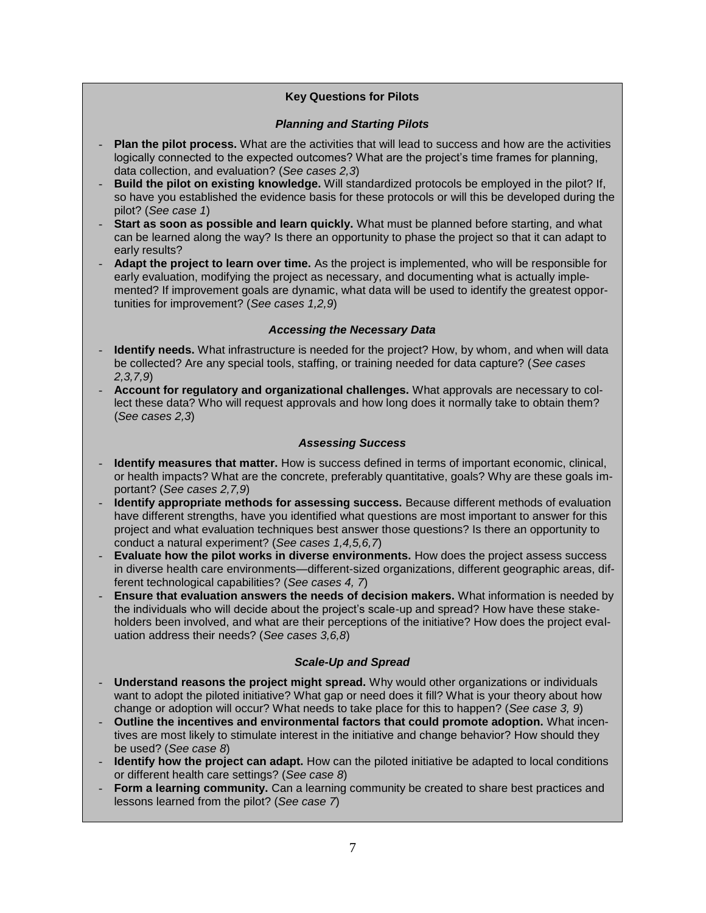### Key Questions for Pilots

#### *Planning and Starting Pilots*

- **Plan the pilot process.** What are the activities that will lead to success and how are the activities logically connected to the expected outcomes? What are the project's time frames for planning, data collection, and evaluation? (*See cases 2,3*)
- **Build the pilot on existing knowledge.** Will standardized protocols be employed in the pilot? If, so have you established the evidence basis for these protocols or will this be developed during the pilot? (*See case 1*)
- **Start as soon as possible and learn quickly.** What must be planned before starting, and what can be learned along the way? Is there an opportunity to phase the project so that it can adapt to early results?
- **Adapt the project to learn over time.** As the project is implemented, who will be responsible for early evaluation, modifying the project as necessary, and documenting what is actually implemented? If improvement goals are dynamic, what data will be used to identify the greatest opportunities for improvement? (*See cases 1,2,9*)

#### *Accessing the Necessary Data*

- **Identify needs.** What infrastructure is needed for the project? How, by whom, and when will data be collected? Are any special tools, staffing, or training needed for data capture? (*See cases 2,3,7,9*)
- **Account for regulatory and organizational challenges.** What approvals are necessary to collect these data? Who will request approvals and how long does it normally take to obtain them? (*See cases 2,3*)

#### *Assessing Success*

- **Identify measures that matter.** How is success defined in terms of important economic, clinical, or health impacts? What are the concrete, preferably quantitative, goals? Why are these goals important? (*See cases 2,7,9*)
- **Identify appropriate methods for assessing success.** Because different methods of evaluation have different strengths, have you identified what questions are most important to answer for this project and what evaluation techniques best answer those questions? Is there an opportunity to conduct a natural experiment? (*See cases 1,4,5,6,7*)
- **Evaluate how the pilot works in diverse environments.** How does the project assess success in diverse health care environments—different-sized organizations, different geographic areas, different technological capabilities? (*See cases 4, 7*)
- **Ensure that evaluation answers the needs of decision makers.** What information is needed by the individuals who will decide about the project's scale-up and spread? How have these stakeholders been involved, and what are their perceptions of the initiative? How does the project evaluation address their needs? (*See cases 3,6,8*)

#### *Scale-Up and Spread*

- **Understand reasons the project might spread.** Why would other organizations or individuals want to adopt the piloted initiative? What gap or need does it fill? What is your theory about how change or adoption will occur? What needs to take place for this to happen? (*See case 3, 9*)
- **Outline the incentives and environmental factors that could promote adoption.** What incentives are most likely to stimulate interest in the initiative and change behavior? How should they be used? (*See case 8*)
- **Identify how the project can adapt.** How can the piloted initiative be adapted to local conditions or different health care settings? (*See case 8*)
- **Form a learning community.** Can a learning community be created to share best practices and lessons learned from the pilot? (*See case 7*)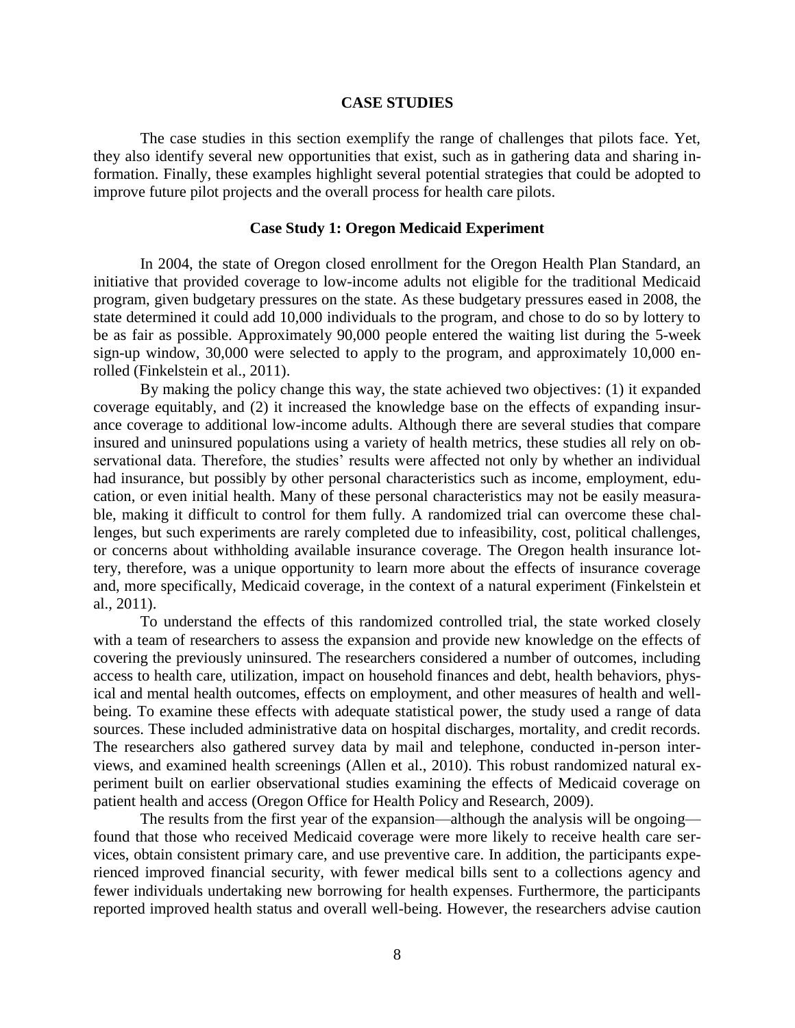## CASE STUDIES

The case studies in this section exemplify the range of challenges that pilots face. Yet, they also identify several new opportunities that exist, such as in gathering data and sharing information. Finally, these examples highlight several potential strategies that could be adopted to improve future pilot projects and the overall process for health care pilots.

### Case Study 1: Oregon Medicaid Experiment

In 2004, the state of Oregon closed enrollment for the Oregon Health Plan Standard, an initiative that provided coverage to low-income adults not eligible for the traditional Medicaid program, given budgetary pressures on the state. As these budgetary pressures eased in 2008, the state determined it could add 10,000 individuals to the program, and chose to do so by lottery to be as fair as possible. Approximately 90,000 people entered the waiting list during the 5-week sign-up window, 30,000 were selected to apply to the program, and approximately 10,000 enrolled (Finkelstein et al., 2011).

By making the policy change this way, the state achieved two objectives: (1) it expanded coverage equitably, and (2) it increased the knowledge base on the effects of expanding insurance coverage to additional low-income adults. Although there are several studies that compare insured and uninsured populations using a variety of health metrics, these studies all rely on observational data. Therefore, the studies' results were affected not only by whether an individual had insurance, but possibly by other personal characteristics such as income, employment, education, or even initial health. Many of these personal characteristics may not be easily measurable, making it difficult to control for them fully. A randomized trial can overcome these challenges, but such experiments are rarely completed due to infeasibility, cost, political challenges, or concerns about withholding available insurance coverage. The Oregon health insurance lottery, therefore, was a unique opportunity to learn more about the effects of insurance coverage and, more specifically, Medicaid coverage, in the context of a natural experiment (Finkelstein et al., 2011).

To understand the effects of this randomized controlled trial, the state worked closely with a team of researchers to assess the expansion and provide new knowledge on the effects of covering the previously uninsured. The researchers considered a number of outcomes, including access to health care, utilization, impact on household finances and debt, health behaviors, physical and mental health outcomes, effects on employment, and other measures of health and well-being. To examine these effects with adequate statistical power, the study used a range of data sources. These included administrative data on hospital discharges, mortality, and credit records. The researchers also gathered survey data by mail and telephone, conducted in-person interviews, and examined health screenings (Allen et al., 2010). This robust randomized natural experiment built on earlier observational studies examining the effects of Medicaid coverage on patient health and access (Oregon Office for Health Policy and Research, 2009).

The results from the first year of the expansion—although the analysis will be ongoing—found that those who received Medicaid coverage were more likely to receive health care services, obtain consistent primary care, and use preventive care. In addition, the participants experienced improved financial security, with fewer medical bills sent to a collections agency and fewer individuals undertaking new borrowing for health expenses. Furthermore, the participants reported improved health status and overall well-being. However, the researchers advise caution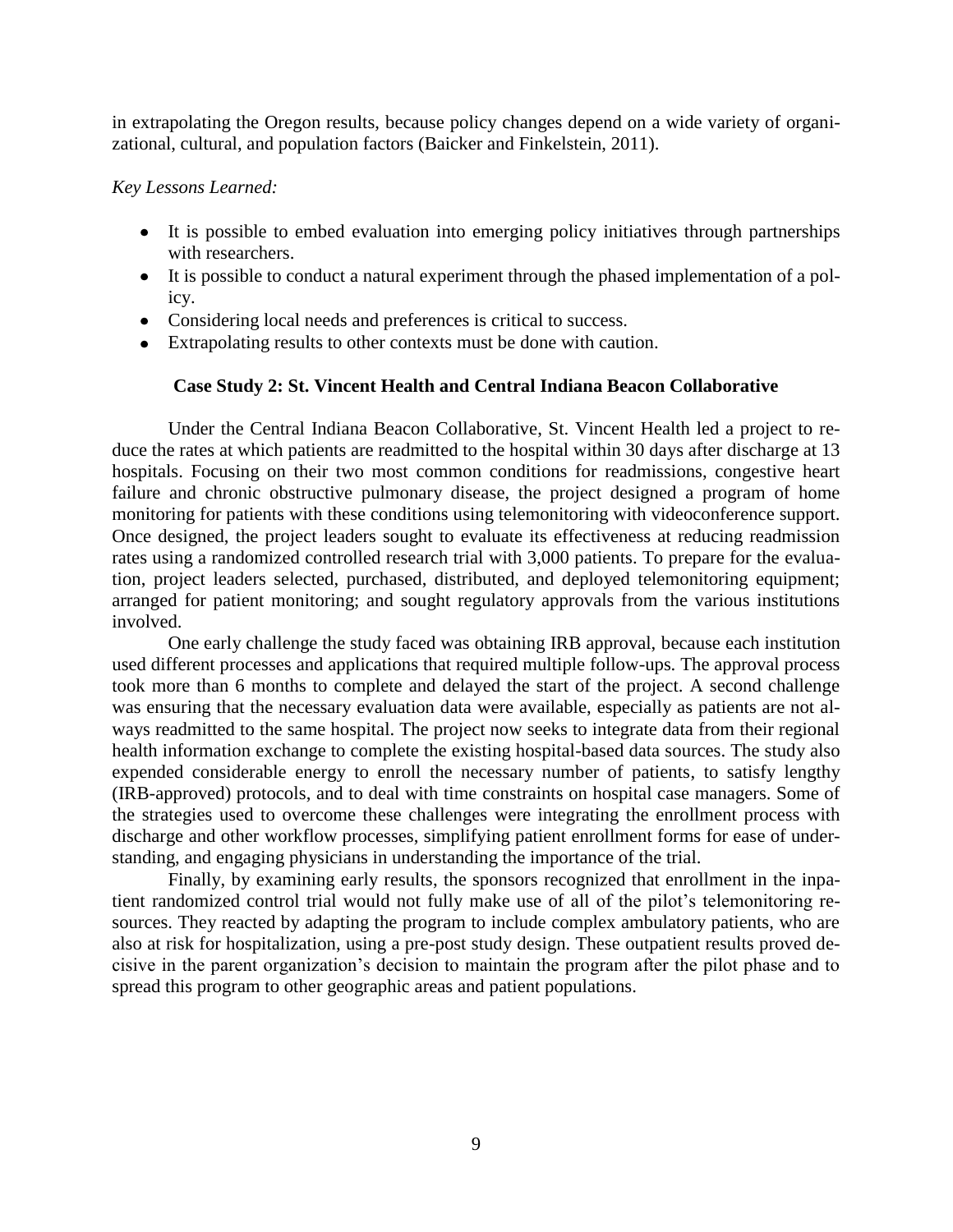in extrapolating the Oregon results, because policy changes depend on a wide variety of organizational, cultural, and population factors (Baicker and Finkelstein, 2011).

*Key Lessons Learned:*

- It is possible to embed evaluation into emerging policy initiatives through partnerships with researchers.
- It is possible to conduct a natural experiment through the phased implementation of a policy.
- Considering local needs and preferences is critical to success.
- Extrapolating results to other contexts must be done with caution.

### Case Study 2: St. Vincent Health and Central Indiana Beacon Collaborative

Under the Central Indiana Beacon Collaborative, St. Vincent Health led a project to reduce the rates at which patients are readmitted to the hospital within 30 days after discharge at 13 hospitals. Focusing on their two most common conditions for readmissions, congestive heart failure and chronic obstructive pulmonary disease, the project designed a program of home monitoring for patients with these conditions using telemonitoring with videoconference support. Once designed, the project leaders sought to evaluate its effectiveness at reducing readmission rates using a randomized controlled research trial with 3,000 patients. To prepare for the evaluation, project leaders selected, purchased, distributed, and deployed telemonitoring equipment; arranged for patient monitoring; and sought regulatory approvals from the various institutions involved.

One early challenge the study faced was obtaining IRB approval, because each institution used different processes and applications that required multiple follow-ups. The approval process took more than 6 months to complete and delayed the start of the project. A second challenge was ensuring that the necessary evaluation data were available, especially as patients are not always readmitted to the same hospital. The project now seeks to integrate data from their regional health information exchange to complete the existing hospital-based data sources. The study also expended considerable energy to enroll the necessary number of patients, to satisfy lengthy (IRB-approved) protocols, and to deal with time constraints on hospital case managers. Some of the strategies used to overcome these challenges were integrating the enrollment process with discharge and other workflow processes, simplifying patient enrollment forms for ease of understanding, and engaging physicians in understanding the importance of the trial.

Finally, by examining early results, the sponsors recognized that enrollment in the inpatient randomized control trial would not fully make use of all of the pilot's telemonitoring resources. They reacted by adapting the program to include complex ambulatory patients, who are also at risk for hospitalization, using a pre-post study design. These outpatient results proved decisive in the parent organization's decision to maintain the program after the pilot phase and to spread this program to other geographic areas and patient populations.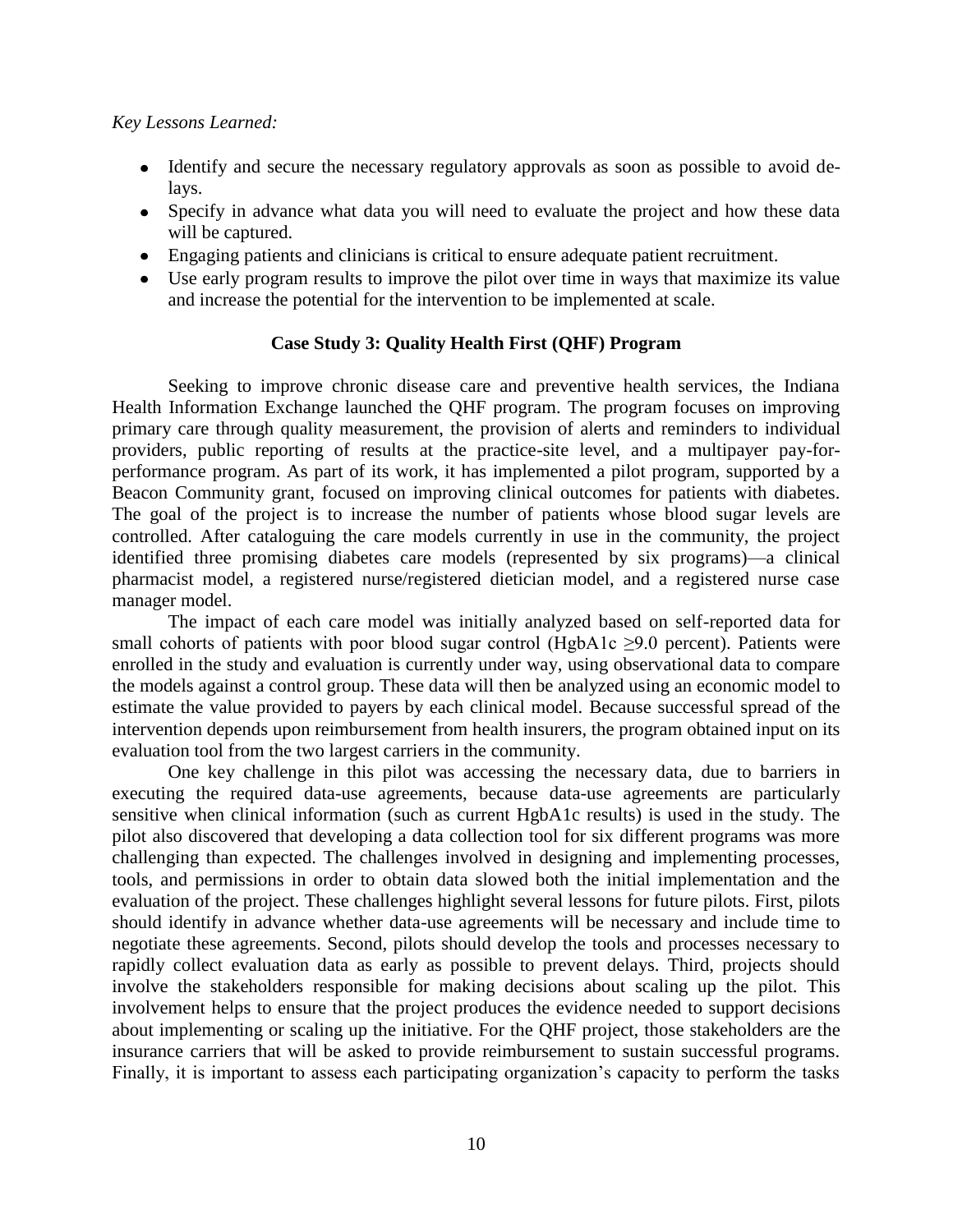*Key Lessons Learned:*

- Identify and secure the necessary regulatory approvals as soon as possible to avoid delays.
- Specify in advance what data you will need to evaluate the project and how these data will be captured.
- Engaging patients and clinicians is critical to ensure adequate patient recruitment.
- Use early program results to improve the pilot over time in ways that maximize its value and increase the potential for the intervention to be implemented at scale.

## Case Study 3: Quality Health First (QHF) Program

Seeking to improve chronic disease care and preventive health services, the Indiana Health Information Exchange launched the QHF program. The program focuses on improving primary care through quality measurement, the provision of alerts and reminders to individual providers, public reporting of results at the practice-site level, and a multipayer pay-for-performance program. As part of its work, it has implemented a pilot program, supported by a Beacon Community grant, focused on improving clinical outcomes for patients with diabetes. The goal of the project is to increase the number of patients whose blood sugar levels are controlled. After cataloguing the care models currently in use in the community, the project identified three promising diabetes care models (represented by six programs)—a clinical pharmacist model, a registered nurse/registered dietician model, and a registered nurse case manager model.

The impact of each care model was initially analyzed based on self-reported data for small cohorts of patients with poor blood sugar control (HgbA1c $\geq$9.0 percent). Patients were enrolled in the study and evaluation is currently under way, using observational data to compare the models against a control group. These data will then be analyzed using an economic model to estimate the value provided to payers by each clinical model. Because successful spread of the intervention depends upon reimbursement from health insurers, the program obtained input on its evaluation tool from the two largest carriers in the community.

One key challenge in this pilot was accessing the necessary data, due to barriers in executing the required data-use agreements, because data-use agreements are particularly sensitive when clinical information (such as current HgbA1c results) is used in the study. The pilot also discovered that developing a data collection tool for six different programs was more challenging than expected. The challenges involved in designing and implementing processes, tools, and permissions in order to obtain data slowed both the initial implementation and the evaluation of the project. These challenges highlight several lessons for future pilots. First, pilots should identify in advance whether data-use agreements will be necessary and include time to negotiate these agreements. Second, pilots should develop the tools and processes necessary to rapidly collect evaluation data as early as possible to prevent delays. Third, projects should involve the stakeholders responsible for making decisions about scaling up the pilot. This involvement helps to ensure that the project produces the evidence needed to support decisions about implementing or scaling up the initiative. For the QHF project, those stakeholders are the insurance carriers that will be asked to provide reimbursement to sustain successful programs. Finally, it is important to assess each participating organization's capacity to perform the tasks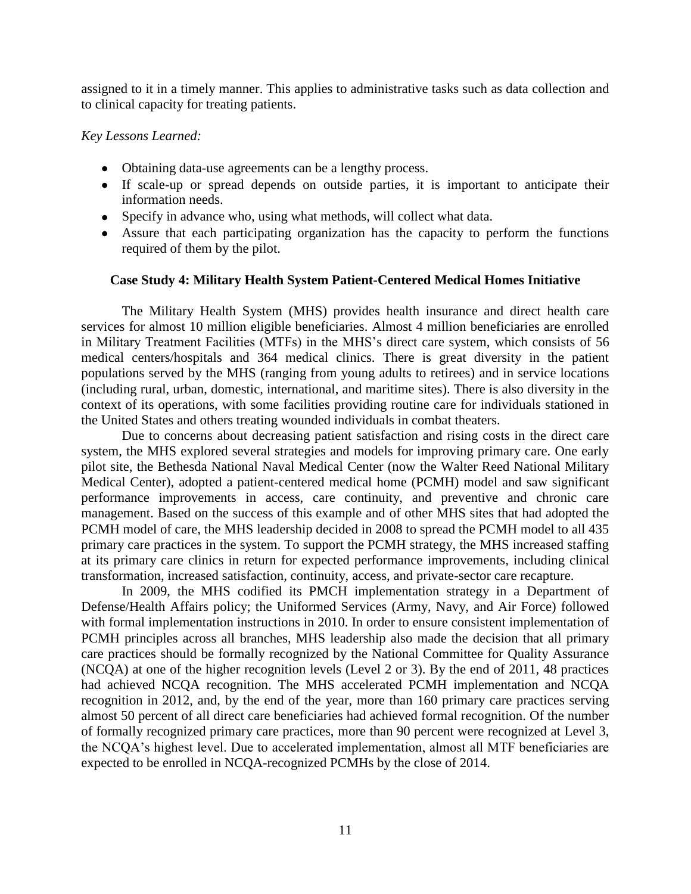assigned to it in a timely manner. This applies to administrative tasks such as data collection and to clinical capacity for treating patients.

*Key Lessons Learned:*

- Obtaining data-use agreements can be a lengthy process.
- If scale-up or spread depends on outside parties, it is important to anticipate their information needs.
- Specify in advance who, using what methods, will collect what data.
- Assure that each participating organization has the capacity to perform the functions required of them by the pilot.

### Case Study 4: Military Health System Patient-Centered Medical Homes Initiative

The Military Health System (MHS) provides health insurance and direct health care services for almost 10 million eligible beneficiaries. Almost 4 million beneficiaries are enrolled in Military Treatment Facilities (MTFs) in the MHS's direct care system, which consists of 56 medical centers/hospitals and 364 medical clinics. There is great diversity in the patient populations served by the MHS (ranging from young adults to retirees) and in service locations (including rural, urban, domestic, international, and maritime sites). There is also diversity in the context of its operations, with some facilities providing routine care for individuals stationed in the United States and others treating wounded individuals in combat theaters.

Due to concerns about decreasing patient satisfaction and rising costs in the direct care system, the MHS explored several strategies and models for improving primary care. One early pilot site, the Bethesda National Naval Medical Center (now the Walter Reed National Military Medical Center), adopted a patient-centered medical home (PCMH) model and saw significant performance improvements in access, care continuity, and preventive and chronic care management. Based on the success of this example and of other MHS sites that had adopted the PCMH model of care, the MHS leadership decided in 2008 to spread the PCMH model to all 435 primary care practices in the system. To support the PCMH strategy, the MHS increased staffing at its primary care clinics in return for expected performance improvements, including clinical transformation, increased satisfaction, continuity, access, and private-sector care recapture.

In 2009, the MHS codified its PMCH implementation strategy in a Department of Defense/Health Affairs policy; the Uniformed Services (Army, Navy, and Air Force) followed with formal implementation instructions in 2010. In order to ensure consistent implementation of PCMH principles across all branches, MHS leadership also made the decision that all primary care practices should be formally recognized by the National Committee for Quality Assurance (NCQA) at one of the higher recognition levels (Level 2 or 3). By the end of 2011, 48 practices had achieved NCQA recognition. The MHS accelerated PCMH implementation and NCQA recognition in 2012, and, by the end of the year, more than 160 primary care practices serving almost 50 percent of all direct care beneficiaries had achieved formal recognition. Of the number of formally recognized primary care practices, more than 90 percent were recognized at Level 3, the NCQA's highest level. Due to accelerated implementation, almost all MTF beneficiaries are expected to be enrolled in NCQA-recognized PCMHs by the close of 2014.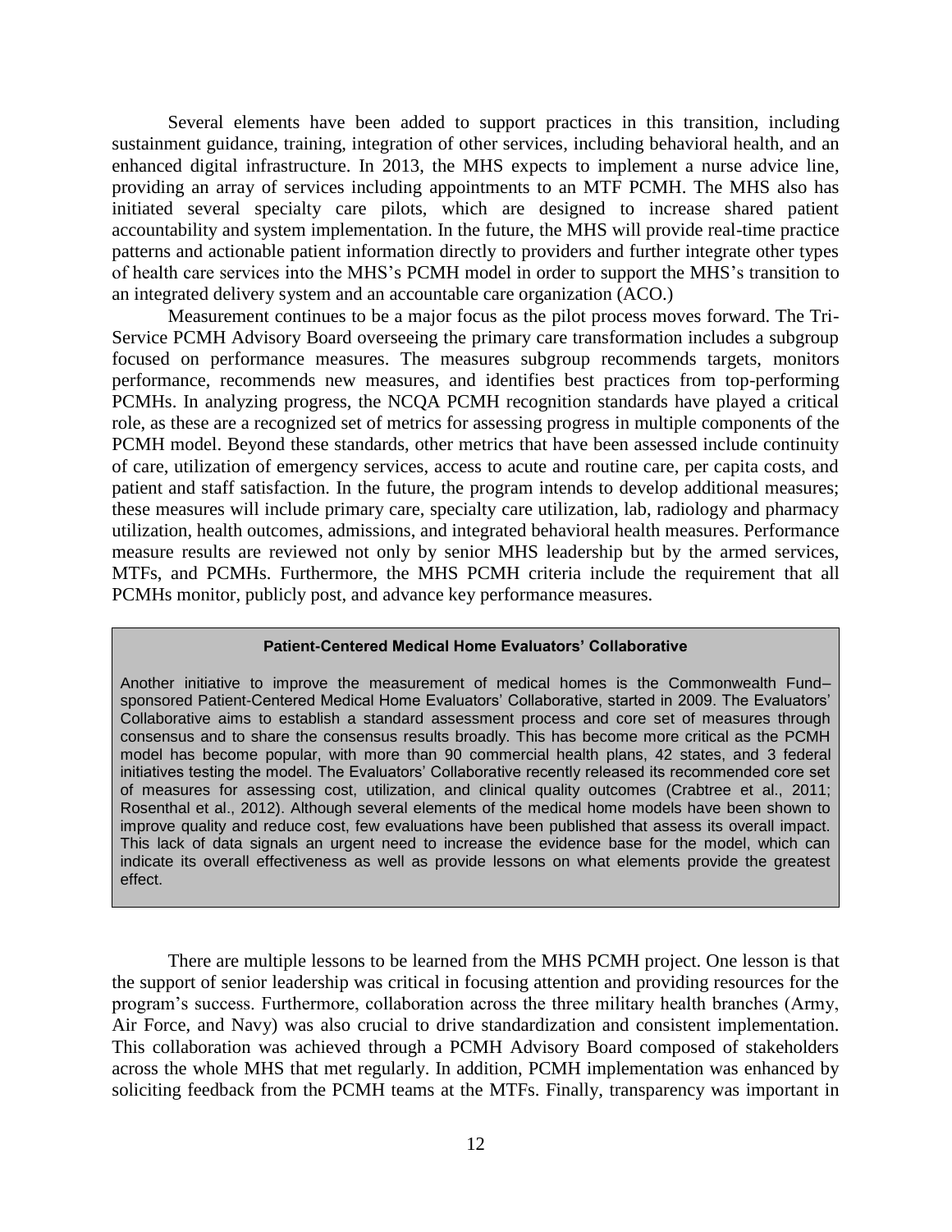Several elements have been added to support practices in this transition, including sustainment guidance, training, integration of other services, including behavioral health, and an enhanced digital infrastructure. In 2013, the MHS expects to implement a nurse advice line, providing an array of services including appointments to an MTF PCMH. The MHS also has initiated several specialty care pilots, which are designed to increase shared patient accountability and system implementation. In the future, the MHS will provide real-time practice patterns and actionable patient information directly to providers and further integrate other types of health care services into the MHS's PCMH model in order to support the MHS's transition to an integrated delivery system and an accountable care organization (ACO.)

Measurement continues to be a major focus as the pilot process moves forward. The Tri-Service PCMH Advisory Board overseeing the primary care transformation includes a subgroup focused on performance measures. The measures subgroup recommends targets, monitors performance, recommends new measures, and identifies best practices from top-performing PCMHs. In analyzing progress, the NCQA PCMH recognition standards have played a critical role, as these are a recognized set of metrics for assessing progress in multiple components of the PCMH model. Beyond these standards, other metrics that have been assessed include continuity of care, utilization of emergency services, access to acute and routine care, per capita costs, and patient and staff satisfaction. In the future, the program intends to develop additional measures; these measures will include primary care, specialty care utilization, lab, radiology and pharmacy utilization, health outcomes, admissions, and integrated behavioral health measures. Performance measure results are reviewed not only by senior MHS leadership but by the armed services, MTFs, and PCMHs. Furthermore, the MHS PCMH criteria include the requirement that all PCMHs monitor, publicly post, and advance key performance measures.

**Patient-Centered Medical Home Evaluators' Collaborative**

Another initiative to improve the measurement of medical homes is the Commonwealth Fund–sponsored Patient-Centered Medical Home Evaluators' Collaborative, started in 2009. The Evaluators' Collaborative aims to establish a standard assessment process and core set of measures through consensus and to share the consensus results broadly. This has become more critical as the PCMH model has become popular, with more than 90 commercial health plans, 42 states, and 3 federal initiatives testing the model. The Evaluators' Collaborative recently released its recommended core set of measures for assessing cost, utilization, and clinical quality outcomes (Crabtree et al., 2011; Rosenthal et al., 2012). Although several elements of the medical home models have been shown to improve quality and reduce cost, few evaluations have been published that assess its overall impact. This lack of data signals an urgent need to increase the evidence base for the model, which can indicate its overall effectiveness as well as provide lessons on what elements provide the greatest effect.

There are multiple lessons to be learned from the MHS PCMH project. One lesson is that the support of senior leadership was critical in focusing attention and providing resources for the program's success. Furthermore, collaboration across the three military health branches (Army, Air Force, and Navy) was also crucial to drive standardization and consistent implementation. This collaboration was achieved through a PCMH Advisory Board composed of stakeholders across the whole MHS that met regularly. In addition, PCMH implementation was enhanced by soliciting feedback from the PCMH teams at the MTFs. Finally, transparency was important in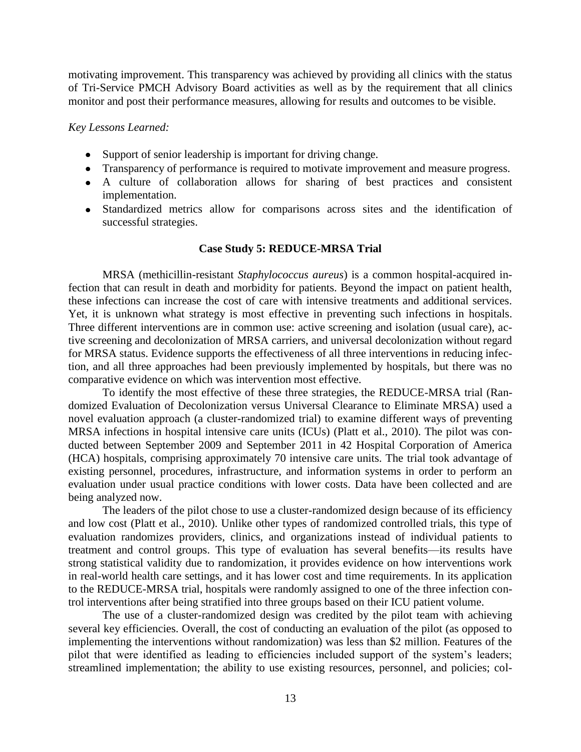motivating improvement. This transparency was achieved by providing all clinics with the status of Tri-Service PMCH Advisory Board activities as well as by the requirement that all clinics monitor and post their performance measures, allowing for results and outcomes to be visible.

*Key Lessons Learned:*

- Support of senior leadership is important for driving change.
- Transparency of performance is required to motivate improvement and measure progress.
- A culture of collaboration allows for sharing of best practices and consistent implementation.
- Standardized metrics allow for comparisons across sites and the identification of successful strategies.

### Case Study 5: REDUCE-MRSA Trial

MRSA (methicillin-resistant *Staphylococcus aureus*) is a common hospital-acquired infection that can result in death and morbidity for patients. Beyond the impact on patient health, these infections can increase the cost of care with intensive treatments and additional services. Yet, it is unknown what strategy is most effective in preventing such infections in hospitals. Three different interventions are in common use: active screening and isolation (usual care), active screening and decolonization of MRSA carriers, and universal decolonization without regard for MRSA status. Evidence supports the effectiveness of all three interventions in reducing infection, and all three approaches had been previously implemented by hospitals, but there was no comparative evidence on which was intervention most effective.

To identify the most effective of these three strategies, the REDUCE-MRSA trial (Randomized Evaluation of Decolonization versus Universal Clearance to Eliminate MRSA) used a novel evaluation approach (a cluster-randomized trial) to examine different ways of preventing MRSA infections in hospital intensive care units (ICUs) (Platt et al., 2010). The pilot was conducted between September 2009 and September 2011 in 42 Hospital Corporation of America (HCA) hospitals, comprising approximately 70 intensive care units. The trial took advantage of existing personnel, procedures, infrastructure, and information systems in order to perform an evaluation under usual practice conditions with lower costs. Data have been collected and are being analyzed now.

The leaders of the pilot chose to use a cluster-randomized design because of its efficiency and low cost (Platt et al., 2010). Unlike other types of randomized controlled trials, this type of evaluation randomizes providers, clinics, and organizations instead of individual patients to treatment and control groups. This type of evaluation has several benefits—its results have strong statistical validity due to randomization, it provides evidence on how interventions work in real-world health care settings, and it has lower cost and time requirements. In its application to the REDUCE-MRSA trial, hospitals were randomly assigned to one of the three infection control interventions after being stratified into three groups based on their ICU patient volume.

The use of a cluster-randomized design was credited by the pilot team with achieving several key efficiencies. Overall, the cost of conducting an evaluation of the pilot (as opposed to implementing the interventions without randomization) was less than $2 million. Features of the pilot that were identified as leading to efficiencies included support of the system's leaders; streamlined implementation; the ability to use existing resources, personnel, and policies; col-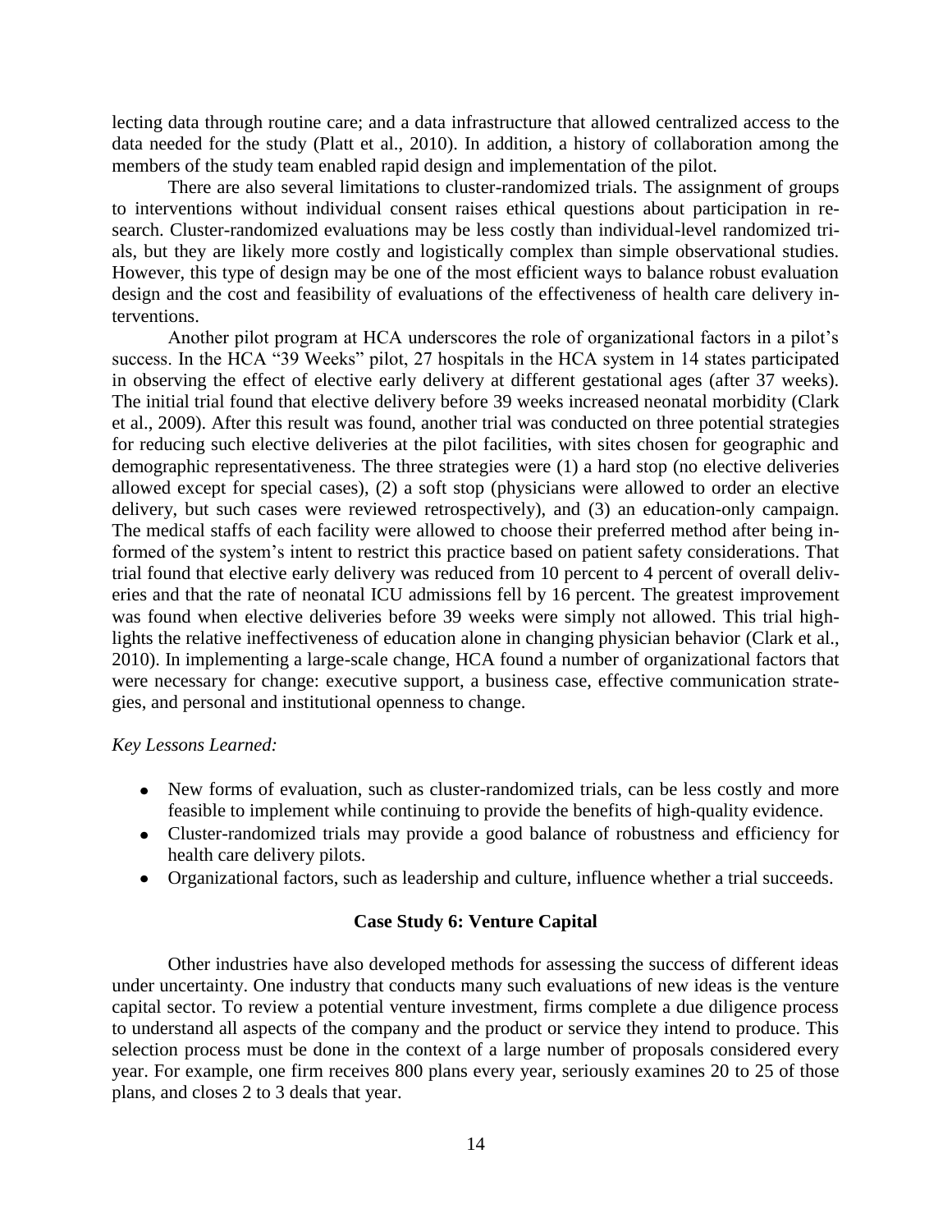lecting data through routine care; and a data infrastructure that allowed centralized access to the data needed for the study (Platt et al., 2010). In addition, a history of collaboration among the members of the study team enabled rapid design and implementation of the pilot.

There are also several limitations to cluster-randomized trials. The assignment of groups to interventions without individual consent raises ethical questions about participation in research. Cluster-randomized evaluations may be less costly than individual-level randomized trials, but they are likely more costly and logistically complex than simple observational studies. However, this type of design may be one of the most efficient ways to balance robust evaluation design and the cost and feasibility of evaluations of the effectiveness of health care delivery interventions.

Another pilot program at HCA underscores the role of organizational factors in a pilot's success. In the HCA "39 Weeks" pilot, 27 hospitals in the HCA system in 14 states participated in observing the effect of elective early delivery at different gestational ages (after 37 weeks). The initial trial found that elective delivery before 39 weeks increased neonatal morbidity (Clark et al., 2009). After this result was found, another trial was conducted on three potential strategies for reducing such elective deliveries at the pilot facilities, with sites chosen for geographic and demographic representativeness. The three strategies were (1) a hard stop (no elective deliveries allowed except for special cases), (2) a soft stop (physicians were allowed to order an elective delivery, but such cases were reviewed retrospectively), and (3) an education-only campaign. The medical staffs of each facility were allowed to choose their preferred method after being informed of the system's intent to restrict this practice based on patient safety considerations. That trial found that elective early delivery was reduced from 10 percent to 4 percent of overall deliveries and that the rate of neonatal ICU admissions fell by 16 percent. The greatest improvement was found when elective deliveries before 39 weeks were simply not allowed. This trial highlights the relative ineffectiveness of education alone in changing physician behavior (Clark et al., 2010). In implementing a large-scale change, HCA found a number of organizational factors that were necessary for change: executive support, a business case, effective communication strategies, and personal and institutional openness to change.

*Key Lessons Learned:*

- New forms of evaluation, such as cluster-randomized trials, can be less costly and more feasible to implement while continuing to provide the benefits of high-quality evidence.
- Cluster-randomized trials may provide a good balance of robustness and efficiency for health care delivery pilots.
- Organizational factors, such as leadership and culture, influence whether a trial succeeds.

### Case Study 6: Venture Capital

Other industries have also developed methods for assessing the success of different ideas under uncertainty. One industry that conducts many such evaluations of new ideas is the venture capital sector. To review a potential venture investment, firms complete a due diligence process to understand all aspects of the company and the product or service they intend to produce. This selection process must be done in the context of a large number of proposals considered every year. For example, one firm receives 800 plans every year, seriously examines 20 to 25 of those plans, and closes 2 to 3 deals that year.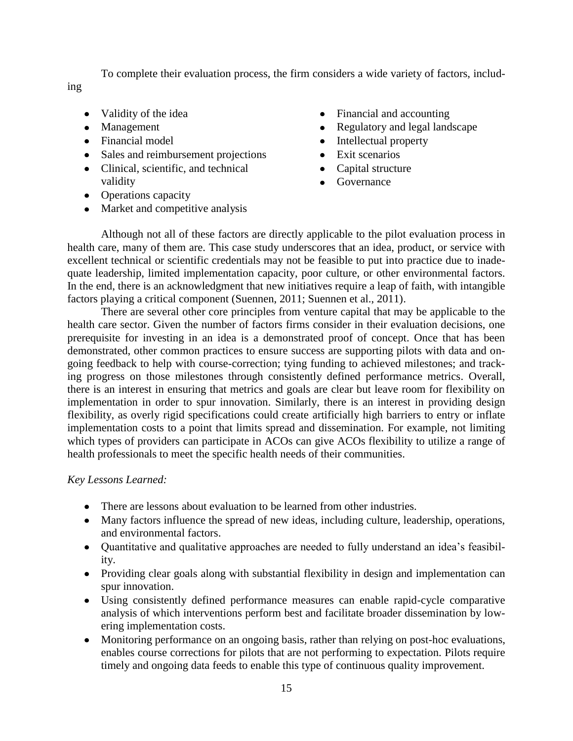To complete their evaluation process, the firm considers a wide variety of factors, including

- Validity of the idea
- Management
- Financial model
- Sales and reimbursement projections
- Clinical, scientific, and technical validity
- Operations capacity
- Market and competitive analysis
- Financial and accounting
- Regulatory and legal landscape
- Intellectual property
- Exit scenarios
- Capital structure
- Governance

Although not all of these factors are directly applicable to the pilot evaluation process in health care, many of them are. This case study underscores that an idea, product, or service with excellent technical or scientific credentials may not be feasible to put into practice due to inadequate leadership, limited implementation capacity, poor culture, or other environmental factors. In the end, there is an acknowledgment that new initiatives require a leap of faith, with intangible factors playing a critical component (Suennen, 2011; Suennen et al., 2011).

There are several other core principles from venture capital that may be applicable to the health care sector. Given the number of factors firms consider in their evaluation decisions, one prerequisite for investing in an idea is a demonstrated proof of concept. Once that has been demonstrated, other common practices to ensure success are supporting pilots with data and ongoing feedback to help with course-correction; tying funding to achieved milestones; and tracking progress on those milestones through consistently defined performance metrics. Overall, there is an interest in ensuring that metrics and goals are clear but leave room for flexibility on implementation in order to spur innovation. Similarly, there is an interest in providing design flexibility, as overly rigid specifications could create artificially high barriers to entry or inflate implementation costs to a point that limits spread and dissemination. For example, not limiting which types of providers can participate in ACOs can give ACOs flexibility to utilize a range of health professionals to meet the specific health needs of their communities.

*Key Lessons Learned:*

- There are lessons about evaluation to be learned from other industries.
- Many factors influence the spread of new ideas, including culture, leadership, operations, and environmental factors.
- Quantitative and qualitative approaches are needed to fully understand an idea's feasibility.
- Providing clear goals along with substantial flexibility in design and implementation can spur innovation.
- Using consistently defined performance measures can enable rapid-cycle comparative analysis of which interventions perform best and facilitate broader dissemination by lowering implementation costs.
- Monitoring performance on an ongoing basis, rather than relying on post-hoc evaluations, enables course corrections for pilots that are not performing to expectation. Pilots require timely and ongoing data feeds to enable this type of continuous quality improvement.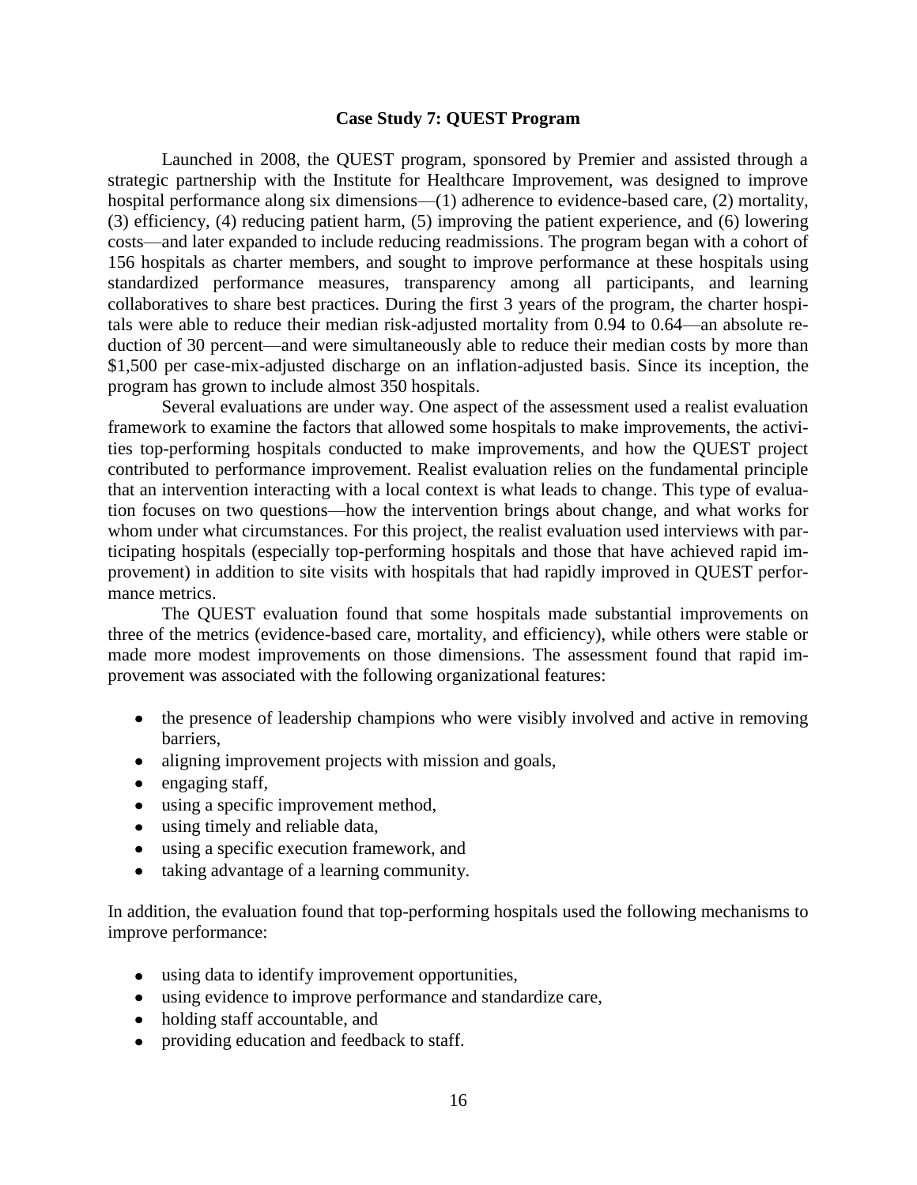**Case Study 7: QUEST Program**

Launched in 2008, the QUEST program, sponsored by Premier and assisted through a strategic partnership with the Institute for Healthcare Improvement, was designed to improve hospital performance along six dimensions—(1) adherence to evidence-based care, (2) mortality, (3) efficiency, (4) reducing patient harm, (5) improving the patient experience, and (6) lowering costs—and later expanded to include reducing readmissions. The program began with a cohort of 156 hospitals as charter members, and sought to improve performance at these hospitals using standardized performance measures, transparency among all participants, and learning collaboratives to share best practices. During the first 3 years of the program, the charter hospitals were able to reduce their median risk-adjusted mortality from 0.94 to 0.64—an absolute reduction of 30 percent—and were simultaneously able to reduce their median costs by more than $1,500 per case-mix-adjusted discharge on an inflation-adjusted basis. Since its inception, the program has grown to include almost 350 hospitals.

Several evaluations are under way. One aspect of the assessment used a realist evaluation framework to examine the factors that allowed some hospitals to make improvements, the activities top-performing hospitals conducted to make improvements, and how the QUEST project contributed to performance improvement. Realist evaluation relies on the fundamental principle that an intervention interacting with a local context is what leads to change. This type of evaluation focuses on two questions—how the intervention brings about change, and what works for whom under what circumstances. For this project, the realist evaluation used interviews with participating hospitals (especially top-performing hospitals and those that have achieved rapid improvement) in addition to site visits with hospitals that had rapidly improved in QUEST performance metrics.

The QUEST evaluation found that some hospitals made substantial improvements on three of the metrics (evidence-based care, mortality, and efficiency), while others were stable or made more modest improvements on those dimensions. The assessment found that rapid improvement was associated with the following organizational features:

- the presence of leadership champions who were visibly involved and active in removing barriers,
- aligning improvement projects with mission and goals,
- engaging staff,
- using a specific improvement method,
- using timely and reliable data,
- using a specific execution framework, and
- taking advantage of a learning community.

In addition, the evaluation found that top-performing hospitals used the following mechanisms to improve performance:

- using data to identify improvement opportunities,
- using evidence to improve performance and standardize care,
- holding staff accountable, and
- providing education and feedback to staff.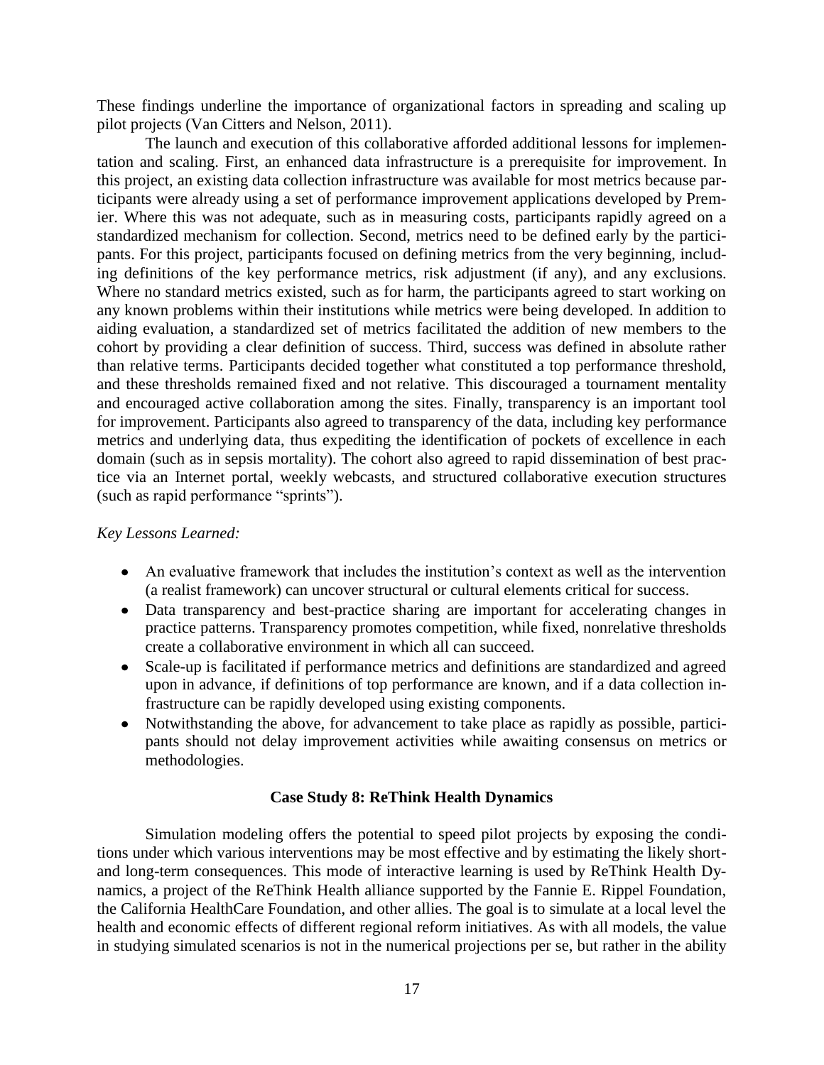These findings underline the importance of organizational factors in spreading and scaling up pilot projects (Van Citters and Nelson, 2011).

The launch and execution of this collaborative afforded additional lessons for implementation and scaling. First, an enhanced data infrastructure is a prerequisite for improvement. In this project, an existing data collection infrastructure was available for most metrics because participants were already using a set of performance improvement applications developed by Premier. Where this was not adequate, such as in measuring costs, participants rapidly agreed on a standardized mechanism for collection. Second, metrics need to be defined early by the participants. For this project, participants focused on defining metrics from the very beginning, including definitions of the key performance metrics, risk adjustment (if any), and any exclusions. Where no standard metrics existed, such as for harm, the participants agreed to start working on any known problems within their institutions while metrics were being developed. In addition to aiding evaluation, a standardized set of metrics facilitated the addition of new members to the cohort by providing a clear definition of success. Third, success was defined in absolute rather than relative terms. Participants decided together what constituted a top performance threshold, and these thresholds remained fixed and not relative. This discouraged a tournament mentality and encouraged active collaboration among the sites. Finally, transparency is an important tool for improvement. Participants also agreed to transparency of the data, including key performance metrics and underlying data, thus expediting the identification of pockets of excellence in each domain (such as in sepsis mortality). The cohort also agreed to rapid dissemination of best practice via an Internet portal, weekly webcasts, and structured collaborative execution structures (such as rapid performance "sprints").

*Key Lessons Learned:*

- An evaluative framework that includes the institution's context as well as the intervention (a realist framework) can uncover structural or cultural elements critical for success.
- Data transparency and best-practice sharing are important for accelerating changes in practice patterns. Transparency promotes competition, while fixed, nonrelative thresholds create a collaborative environment in which all can succeed.
- Scale-up is facilitated if performance metrics and definitions are standardized and agreed upon in advance, if definitions of top performance are known, and if a data collection infrastructure can be rapidly developed using existing components.
- Notwithstanding the above, for advancement to take place as rapidly as possible, participants should not delay improvement activities while awaiting consensus on metrics or methodologies.

### Case Study 8: ReThink Health Dynamics

Simulation modeling offers the potential to speed pilot projects by exposing the conditions under which various interventions may be most effective and by estimating the likely short- and long-term consequences. This mode of interactive learning is used by ReThink Health Dynamics, a project of the ReThink Health alliance supported by the Fannie E. Rippel Foundation, the California HealthCare Foundation, and other allies. The goal is to simulate at a local level the health and economic effects of different regional reform initiatives. As with all models, the value in studying simulated scenarios is not in the numerical projections per se, but rather in the ability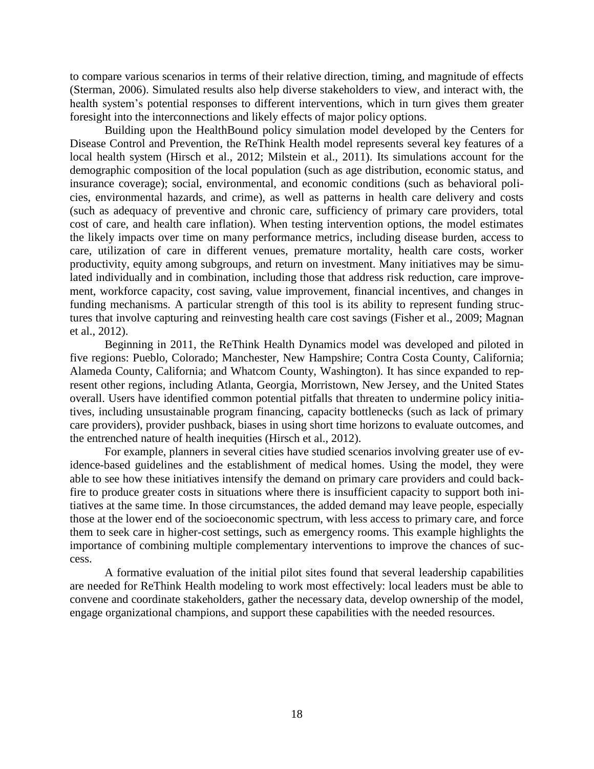to compare various scenarios in terms of their relative direction, timing, and magnitude of effects (Sterman, 2006). Simulated results also help diverse stakeholders to view, and interact with, the health system's potential responses to different interventions, which in turn gives them greater foresight into the interconnections and likely effects of major policy options.

Building upon the HealthBound policy simulation model developed by the Centers for Disease Control and Prevention, the ReThink Health model represents several key features of a local health system (Hirsch et al., 2012; Milstein et al., 2011). Its simulations account for the demographic composition of the local population (such as age distribution, economic status, and insurance coverage); social, environmental, and economic conditions (such as behavioral policies, environmental hazards, and crime), as well as patterns in health care delivery and costs (such as adequacy of preventive and chronic care, sufficiency of primary care providers, total cost of care, and health care inflation). When testing intervention options, the model estimates the likely impacts over time on many performance metrics, including disease burden, access to care, utilization of care in different venues, premature mortality, health care costs, worker productivity, equity among subgroups, and return on investment. Many initiatives may be simulated individually and in combination, including those that address risk reduction, care improvement, workforce capacity, cost saving, value improvement, financial incentives, and changes in funding mechanisms. A particular strength of this tool is its ability to represent funding structures that involve capturing and reinvesting health care cost savings (Fisher et al., 2009; Magnan et al., 2012).

Beginning in 2011, the ReThink Health Dynamics model was developed and piloted in five regions: Pueblo, Colorado; Manchester, New Hampshire; Contra Costa County, California; Alameda County, California; and Whatcom County, Washington). It has since expanded to represent other regions, including Atlanta, Georgia, Morristown, New Jersey, and the United States overall. Users have identified common potential pitfalls that threaten to undermine policy initiatives, including unsustainable program financing, capacity bottlenecks (such as lack of primary care providers), provider pushback, biases in using short time horizons to evaluate outcomes, and the entrenched nature of health inequities (Hirsch et al., 2012).

For example, planners in several cities have studied scenarios involving greater use of evidence-based guidelines and the establishment of medical homes. Using the model, they were able to see how these initiatives intensify the demand on primary care providers and could backfire to produce greater costs in situations where there is insufficient capacity to support both initiatives at the same time. In those circumstances, the added demand may leave people, especially those at the lower end of the socioeconomic spectrum, with less access to primary care, and force them to seek care in higher-cost settings, such as emergency rooms. This example highlights the importance of combining multiple complementary interventions to improve the chances of success.

A formative evaluation of the initial pilot sites found that several leadership capabilities are needed for ReThink Health modeling to work most effectively: local leaders must be able to convene and coordinate stakeholders, gather the necessary data, develop ownership of the model, engage organizational champions, and support these capabilities with the needed resources.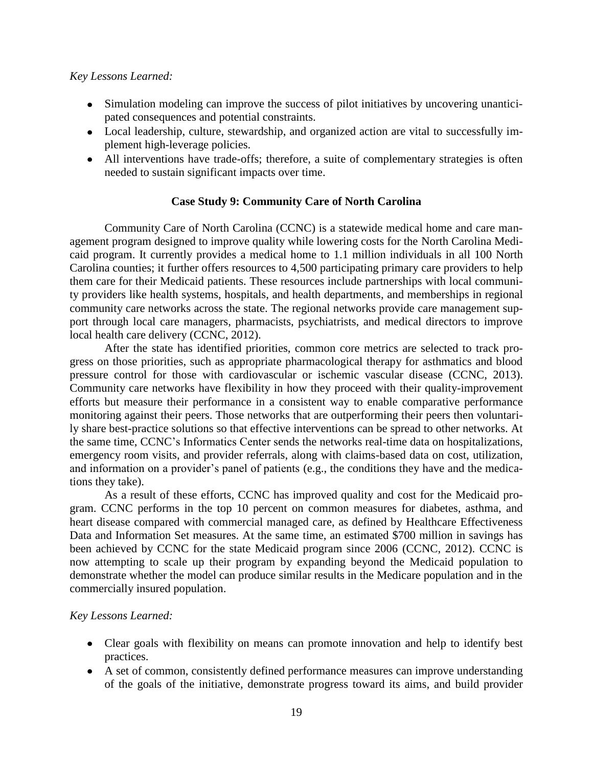*Key Lessons Learned:*

- Simulation modeling can improve the success of pilot initiatives by uncovering unanticipated consequences and potential constraints.
- Local leadership, culture, stewardship, and organized action are vital to successfully implement high-leverage policies.
- All interventions have trade-offs; therefore, a suite of complementary strategies is often needed to sustain significant impacts over time.

### Case Study 9: Community Care of North Carolina

Community Care of North Carolina (CCNC) is a statewide medical home and care management program designed to improve quality while lowering costs for the North Carolina Medicaid program. It currently provides a medical home to 1.1 million individuals in all 100 North Carolina counties; it further offers resources to 4,500 participating primary care providers to help them care for their Medicaid patients. These resources include partnerships with local community providers like health systems, hospitals, and health departments, and memberships in regional community care networks across the state. The regional networks provide care management support through local care managers, pharmacists, psychiatrists, and medical directors to improve local health care delivery (CCNC, 2012).

After the state has identified priorities, common core metrics are selected to track progress on those priorities, such as appropriate pharmacological therapy for asthmatics and blood pressure control for those with cardiovascular or ischemic vascular disease (CCNC, 2013). Community care networks have flexibility in how they proceed with their quality-improvement efforts but measure their performance in a consistent way to enable comparative performance monitoring against their peers. Those networks that are outperforming their peers then voluntarily share best-practice solutions so that effective interventions can be spread to other networks. At the same time, CCNC's Informatics Center sends the networks real-time data on hospitalizations, emergency room visits, and provider referrals, along with claims-based data on cost, utilization, and information on a provider's panel of patients (e.g., the conditions they have and the medications they take).

As a result of these efforts, CCNC has improved quality and cost for the Medicaid program. CCNC performs in the top 10 percent on common measures for diabetes, asthma, and heart disease compared with commercial managed care, as defined by Healthcare Effectiveness Data and Information Set measures. At the same time, an estimated $700 million in savings has been achieved by CCNC for the state Medicaid program since 2006 (CCNC, 2012). CCNC is now attempting to scale up their program by expanding beyond the Medicaid population to demonstrate whether the model can produce similar results in the Medicare population and in the commercially insured population.

*Key Lessons Learned:*

- Clear goals with flexibility on means can promote innovation and help to identify best practices.
- A set of common, consistently defined performance measures can improve understanding of the goals of the initiative, demonstrate progress toward its aims, and build provider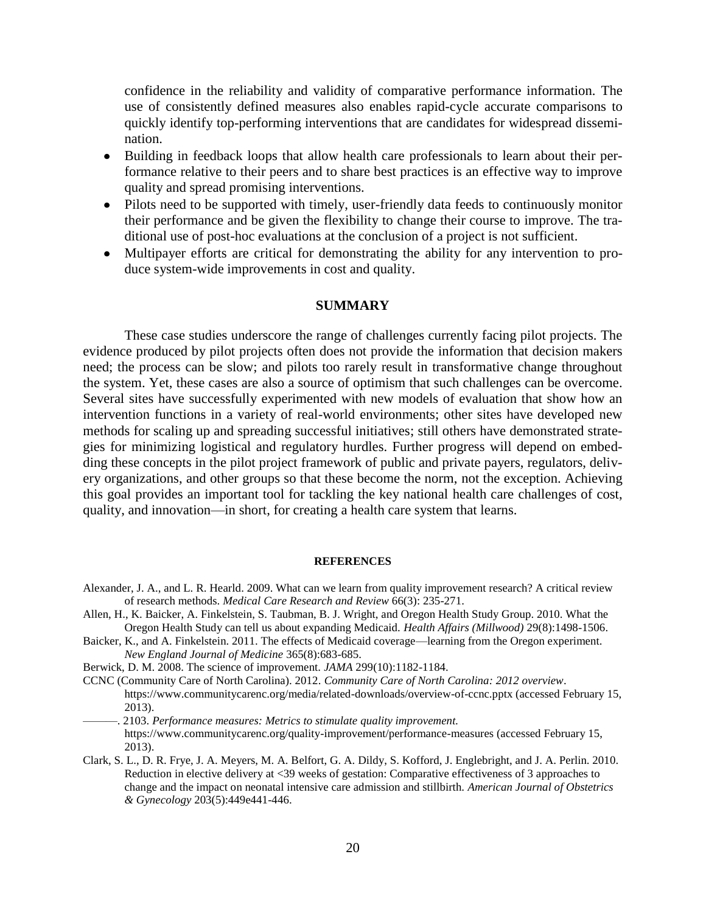confidence in the reliability and validity of comparative performance information. The use of consistently defined measures also enables rapid-cycle accurate comparisons to quickly identify top-performing interventions that are candidates for widespread dissemination.

- Building in feedback loops that allow health care professionals to learn about their performance relative to their peers and to share best practices is an effective way to improve quality and spread promising interventions.
- Pilots need to be supported with timely, user-friendly data feeds to continuously monitor their performance and be given the flexibility to change their course to improve. The traditional use of post-hoc evaluations at the conclusion of a project is not sufficient.
- Multipayer efforts are critical for demonstrating the ability for any intervention to produce system-wide improvements in cost and quality.

## SUMMARY

These case studies underscore the range of challenges currently facing pilot projects. The evidence produced by pilot projects often does not provide the information that decision makers need; the process can be slow; and pilots too rarely result in transformative change throughout the system. Yet, these cases are also a source of optimism that such challenges can be overcome. Several sites have successfully experimented with new models of evaluation that show how an intervention functions in a variety of real-world environments; other sites have developed new methods for scaling up and spreading successful initiatives; still others have demonstrated strategies for minimizing logistical and regulatory hurdles. Further progress will depend on embedding these concepts in the pilot project framework of public and private payers, regulators, delivery organizations, and other groups so that these become the norm, not the exception. Achieving this goal provides an important tool for tackling the key national health care challenges of cost, quality, and innovation—in short, for creating a health care system that learns.

### REFERENCES

Alexander, J. A., and L. R. Hearld. 2009. What can we learn from quality improvement research? A critical review of research methods. *Medical Care Research and Review* 66(3): 235-271.

Allen, H., K. Baicker, A. Finkelstein, S. Taubman, B. J. Wright, and Oregon Health Study Group. 2010. What the Oregon Health Study can tell us about expanding Medicaid. *Health Affairs (Millwood)* 29(8):1498-1506.

Baicker, K., and A. Finkelstein. 2011. The effects of Medicaid coverage—learning from the Oregon experiment. *New England Journal of Medicine* 365(8):683-685.

Berwick, D. M. 2008. The science of improvement. *JAMA* 299(10):1182-1184.

CCNC (Community Care of North Carolina). 2012. *Community Care of North Carolina: 2012 overview*. https://www.communitycarenc.org/media/related-downloads/overview-of-ccnc.pptx (accessed February 15, 2013).

———. 2103. *Performance measures: Metrics to stimulate quality improvement.* https://www.communitycarenc.org/quality-improvement/performance-measures (accessed February 15, 2013).

Clark, S. L., D. R. Frye, J. A. Meyers, M. A. Belfort, G. A. Dildy, S. Kofford, J. Englebright, and J. A. Perlin. 2010. Reduction in elective delivery at <39 weeks of gestation: Comparative effectiveness of 3 approaches to change and the impact on neonatal intensive care admission and stillbirth. *American Journal of Obstetrics & Gynecology* 203(5):449e441-446.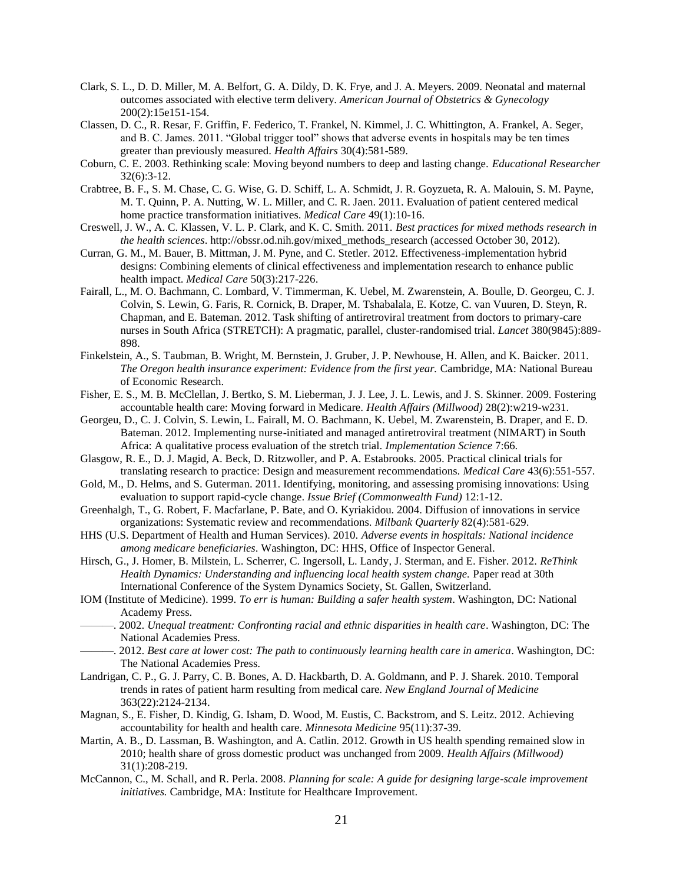Clark, S. L., D. D. Miller, M. A. Belfort, G. A. Dildy, D. K. Frye, and J. A. Meyers. 2009. Neonatal and maternal outcomes associated with elective term delivery. *American Journal of Obstetrics & Gynecology* 200(2):15e151-154.

Classen, D. C., R. Resar, F. Griffin, F. Federico, T. Frankel, N. Kimmel, J. C. Whittington, A. Frankel, A. Seger, and B. C. James. 2011. "Global trigger tool" shows that adverse events in hospitals may be ten times greater than previously measured. *Health Affairs* 30(4):581-589.

Coburn, C. E. 2003. Rethinking scale: Moving beyond numbers to deep and lasting change. *Educational Researcher* 32(6):3-12.

Crabtree, B. F., S. M. Chase, C. G. Wise, G. D. Schiff, L. A. Schmidt, J. R. Goyzueta, R. A. Malouin, S. M. Payne, M. T. Quinn, P. A. Nutting, W. L. Miller, and C. R. Jaen. 2011. Evaluation of patient centered medical home practice transformation initiatives. *Medical Care* 49(1):10-16.

Creswell, J. W., A. C. Klassen, V. L. P. Clark, and K. C. Smith. 2011. *Best practices for mixed methods research in the health sciences*. http://obssr.od.nih.gov/mixed_methods_research (accessed October 30, 2012).

Curran, G. M., M. Bauer, B. Mittman, J. M. Pyne, and C. Stetler. 2012. Effectiveness-implementation hybrid designs: Combining elements of clinical effectiveness and implementation research to enhance public health impact. *Medical Care* 50(3):217-226.

Fairall, L., M. O. Bachmann, C. Lombard, V. Timmerman, K. Uebel, M. Zwarenstein, A. Boulle, D. Georgeu, C. J. Colvin, S. Lewin, G. Faris, R. Cornick, B. Draper, M. Tshabalala, E. Kotze, C. van Vuuren, D. Steyn, R. Chapman, and E. Bateman. 2012. Task shifting of antiretroviral treatment from doctors to primary-care nurses in South Africa (STRETCH): A pragmatic, parallel, cluster-randomised trial. *Lancet* 380(9845):889-898.

Finkelstein, A., S. Taubman, B. Wright, M. Bernstein, J. Gruber, J. P. Newhouse, H. Allen, and K. Baicker. 2011. *The Oregon health insurance experiment: Evidence from the first year.* Cambridge, MA: National Bureau of Economic Research.

Fisher, E. S., M. B. McClellan, J. Bertko, S. M. Lieberman, J. J. Lee, J. L. Lewis, and J. S. Skinner. 2009. Fostering accountable health care: Moving forward in Medicare. *Health Affairs (Millwood)* 28(2):w219-w231.

Georgeu, D., C. J. Colvin, S. Lewin, L. Fairall, M. O. Bachmann, K. Uebel, M. Zwarenstein, B. Draper, and E. D. Bateman. 2012. Implementing nurse-initiated and managed antiretroviral treatment (NIMART) in South Africa: A qualitative process evaluation of the stretch trial. *Implementation Science* 7:66.

Glasgow, R. E., D. J. Magid, A. Beck, D. Ritzwoller, and P. A. Estabrooks. 2005. Practical clinical trials for translating research to practice: Design and measurement recommendations. *Medical Care* 43(6):551-557.

Gold, M., D. Helms, and S. Guterman. 2011. Identifying, monitoring, and assessing promising innovations: Using evaluation to support rapid-cycle change. *Issue Brief (Commonwealth Fund)* 12:1-12.

Greenhalgh, T., G. Robert, F. Macfarlane, P. Bate, and O. Kyriakidou. 2004. Diffusion of innovations in service organizations: Systematic review and recommendations. *Milbank Quarterly* 82(4):581-629.

HHS (U.S. Department of Health and Human Services). 2010. *Adverse events in hospitals: National incidence among medicare beneficiaries*. Washington, DC: HHS, Office of Inspector General.

Hirsch, G., J. Homer, B. Milstein, L. Scherrer, C. Ingersoll, L. Landy, J. Sterman, and E. Fisher. 2012. *ReThink Health Dynamics: Understanding and influencing local health system change.* Paper read at 30th International Conference of the System Dynamics Society, St. Gallen, Switzerland.

IOM (Institute of Medicine). 1999. *To err is human: Building a safer health system*. Washington, DC: National Academy Press.

———. 2002. *Unequal treatment: Confronting racial and ethnic disparities in health care*. Washington, DC: The National Academies Press.

———. 2012. *Best care at lower cost: The path to continuously learning health care in america*. Washington, DC: The National Academies Press.

Landrigan, C. P., G. J. Parry, C. B. Bones, A. D. Hackbarth, D. A. Goldmann, and P. J. Sharek. 2010. Temporal trends in rates of patient harm resulting from medical care. *New England Journal of Medicine* 363(22):2124-2134.

Magnan, S., E. Fisher, D. Kindig, G. Isham, D. Wood, M. Eustis, C. Backstrom, and S. Leitz. 2012. Achieving accountability for health and health care. *Minnesota Medicine* 95(11):37-39.

Martin, A. B., D. Lassman, B. Washington, and A. Catlin. 2012. Growth in US health spending remained slow in 2010; health share of gross domestic product was unchanged from 2009. *Health Affairs (Millwood)* 31(1):208-219.

McCannon, C., M. Schall, and R. Perla. 2008. *Planning for scale: A guide for designing large-scale improvement initiatives.* Cambridge, MA: Institute for Healthcare Improvement.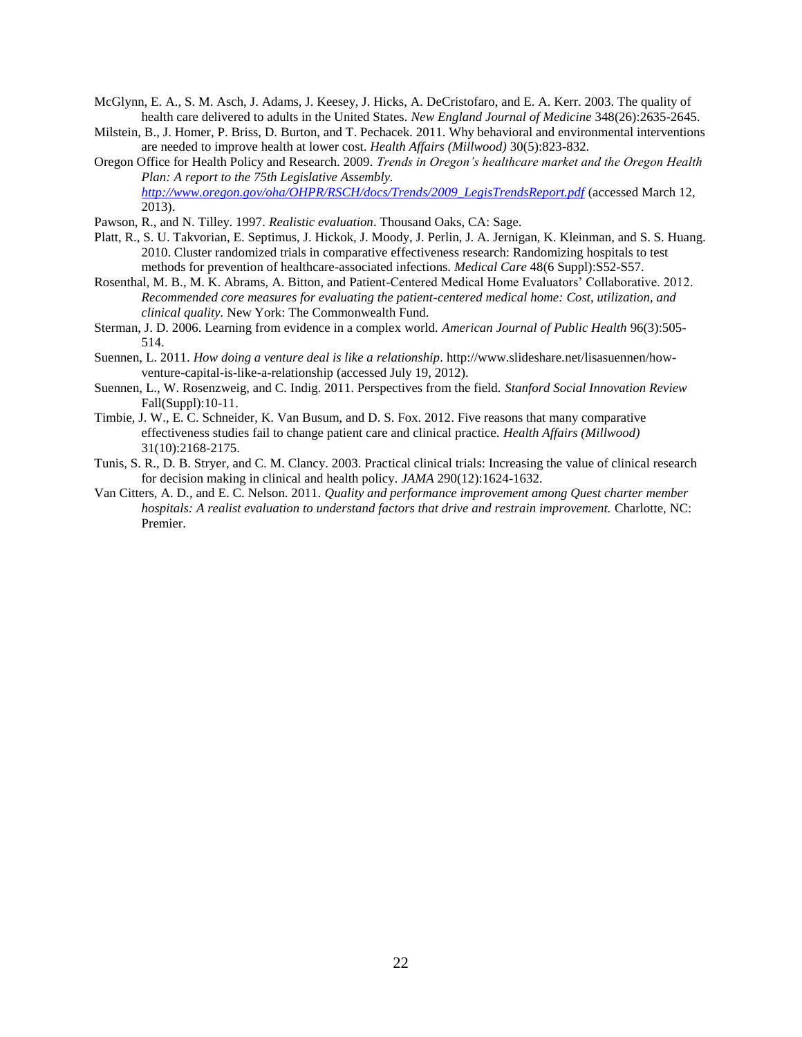McGlynn, E. A., S. M. Asch, J. Adams, J. Keesey, J. Hicks, A. DeCristofaro, and E. A. Kerr. 2003. The quality of health care delivered to adults in the United States. *New England Journal of Medicine* 348(26):2635-2645.

Milstein, B., J. Homer, P. Briss, D. Burton, and T. Pechacek. 2011. Why behavioral and environmental interventions are needed to improve health at lower cost. *Health Affairs (Millwood)* 30(5):823-832.

Oregon Office for Health Policy and Research. 2009. *Trends in Oregon's healthcare market and the Oregon Health Plan: A report to the 75th Legislative Assembly.* http://www.oregon.gov/oha/OHPR/RSCH/docs/Trends/2009_LegisTrendsReport.pdf (accessed March 12, 2013).

Pawson, R., and N. Tilley. 1997. *Realistic evaluation*. Thousand Oaks, CA: Sage.

Platt, R., S. U. Takvorian, E. Septimus, J. Hickok, J. Moody, J. Perlin, J. A. Jernigan, K. Kleinman, and S. S. Huang. 2010. Cluster randomized trials in comparative effectiveness research: Randomizing hospitals to test methods for prevention of healthcare-associated infections. *Medical Care* 48(6 Suppl):S52-S57.

Rosenthal, M. B., M. K. Abrams, A. Bitton, and Patient-Centered Medical Home Evaluators' Collaborative. 2012. *Recommended core measures for evaluating the patient-centered medical home: Cost, utilization, and clinical quality*. New York: The Commonwealth Fund.

Sterman, J. D. 2006. Learning from evidence in a complex world. *American Journal of Public Health* 96(3):505-514.

Suennen, L. 2011. *How doing a venture deal is like a relationship*. http://www.slideshare.net/lisasuennen/how-venture-capital-is-like-a-relationship (accessed July 19, 2012).

Suennen, L., W. Rosenzweig, and C. Indig. 2011. Perspectives from the field. *Stanford Social Innovation Review* Fall(Suppl):10-11.

Timbie, J. W., E. C. Schneider, K. Van Busum, and D. S. Fox. 2012. Five reasons that many comparative effectiveness studies fail to change patient care and clinical practice. *Health Affairs (Millwood)* 31(10):2168-2175.

Tunis, S. R., D. B. Stryer, and C. M. Clancy. 2003. Practical clinical trials: Increasing the value of clinical research for decision making in clinical and health policy. *JAMA* 290(12):1624-1632.

Van Citters, A. D., and E. C. Nelson. 2011. *Quality and performance improvement among Quest charter member hospitals: A realist evaluation to understand factors that drive and restrain improvement.* Charlotte, NC: Premier.